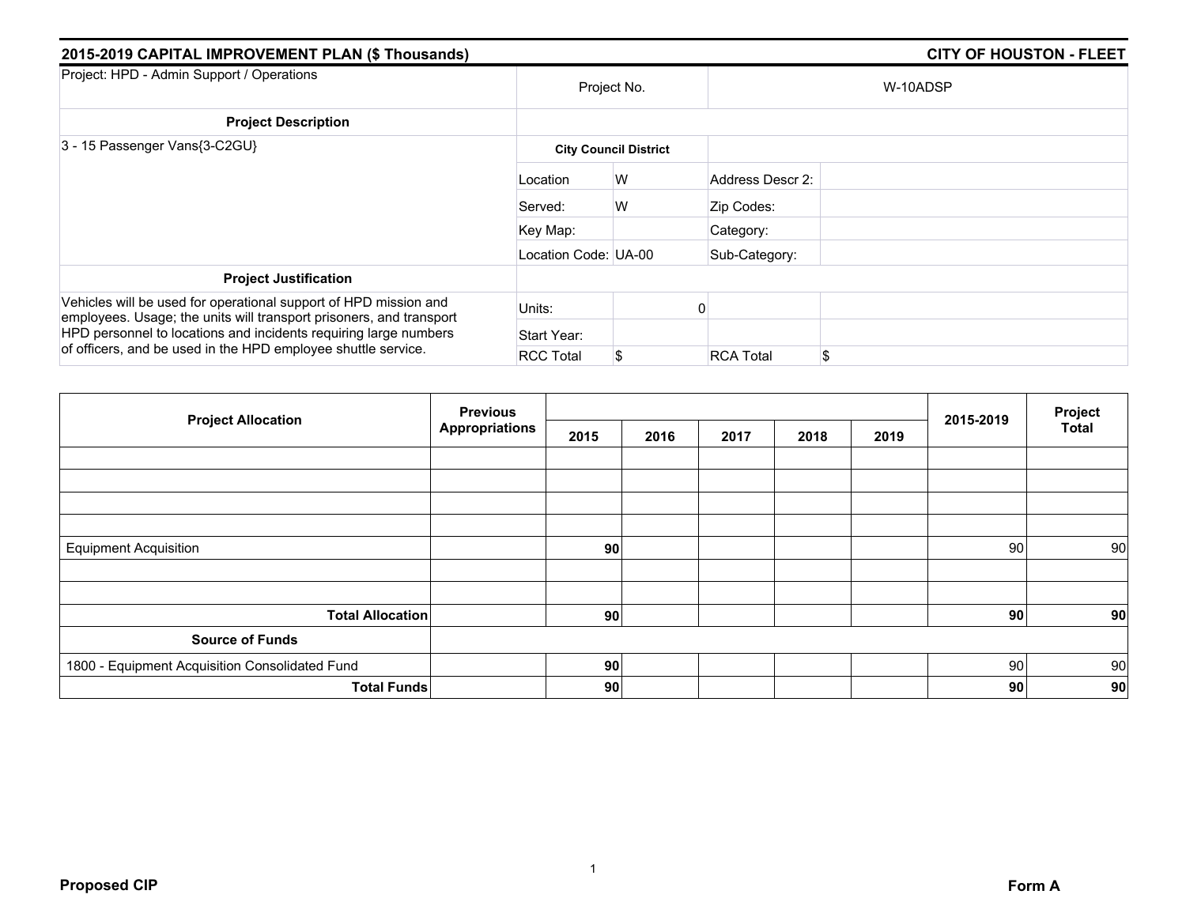## 2015-2019 CAPITAL IMPROVEMENT PLAN ($ Thousands) — CITY OF HOUSTON - FLEET

| Project: HPD - Admin Support / Operations | Project No. | | W-10ADSP | |
|---|---|---|---|---|
| **Project Description** | | | | |
| 3 - 15 Passenger Vans{3-C2GU} | **City Council District** | | | |
| | Location | W | Address Descr 2: | |
| | Served: | W | Zip Codes: | |
| | Key Map: | | Category: | |
| | Location Code: | UA-00 | Sub-Category: | |
| **Project Justification** | | | | |
| Vehicles will be used for operational support of HPD mission and employees. Usage; the units will transport prisoners, and transport HPD personnel to locations and incidents requiring large numbers of officers, and be used in the HPD employee shuttle service. | Units: | 0 | | |
| | Start Year: | | | |
| | RCC Total | $ | RCA Total | $ |

| Project Allocation | Previous Appropriations | 2015 | 2016 | 2017 | 2018 | 2019 | 2015-2019 | Project Total |
|---|---|---|---|---|---|---|---|---|
| | | | | | | | | |
| | | | | | | | | |
| | | | | | | | | |
| | | | | | | | | |
| Equipment Acquisition | | **90** | | | | | 90 | 90 |
| | | | | | | | | |
| | | | | | | | | |
| **Total Allocation** | | **90** | | | | | **90** | **90** |
| **Source of Funds** | | | | | | | | |
| 1800 - Equipment Acquisition Consolidated Fund | | **90** | | | | | 90 | 90 |
| **Total Funds** | | **90** | | | | | **90** | **90** |

**Proposed CIP** — **Form A**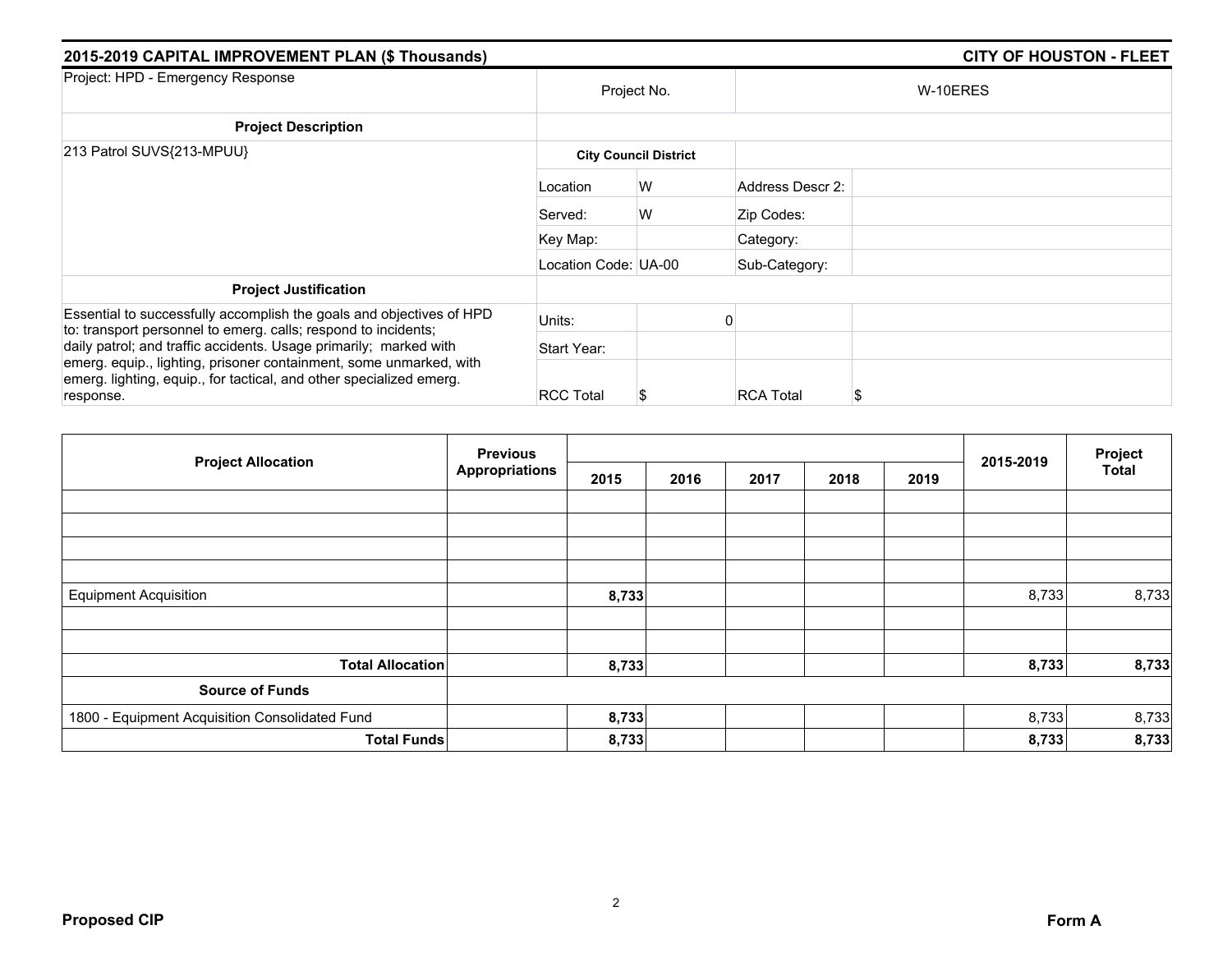## 2015-2019 CAPITAL IMPROVEMENT PLAN ($ Thousands) — CITY OF HOUSTON - FLEET

| Project: HPD - Emergency Response | Project No. | | W-10ERES | |
|---|---|---|---|---|
| **Project Description** | | | | |
| 213 Patrol SUVS{213-MPUU} | **City Council District** | | | |
| | Location | W | Address Descr 2: | |
| | Served: | W | Zip Codes: | |
| | Key Map: | | Category: | |
| | Location Code: | UA-00 | Sub-Category: | |
| **Project Justification** | | | | |
| Essential to successfully accomplish the goals and objectives of HPD to: transport personnel to emerg. calls; respond to incidents; daily patrol; and traffic accidents. Usage primarily; marked with emerg. equip., lighting, prisoner containment, some unmarked, with emerg. lighting, equip., for tactical, and other specialized emerg. response. | Units: | 0 | | |
| | Start Year: | | | |
| | RCC Total | $ | RCA Total | $ |

| Project Allocation | Previous Appropriations | 2015 | 2016 | 2017 | 2018 | 2019 | 2015-2019 | Project Total |
|---|---|---|---|---|---|---|---|---|
| Equipment Acquisition | | **8,733** | | | | | 8,733 | 8,733 |
| **Total Allocation** | | **8,733** | | | | | **8,733** | **8,733** |
| **Source of Funds** | | | | | | | | |
| 1800 - Equipment Acquisition Consolidated Fund | | **8,733** | | | | | 8,733 | 8,733 |
| **Total Funds** | | **8,733** | | | | | **8,733** | **8,733** |

**Proposed CIP** — **Form A**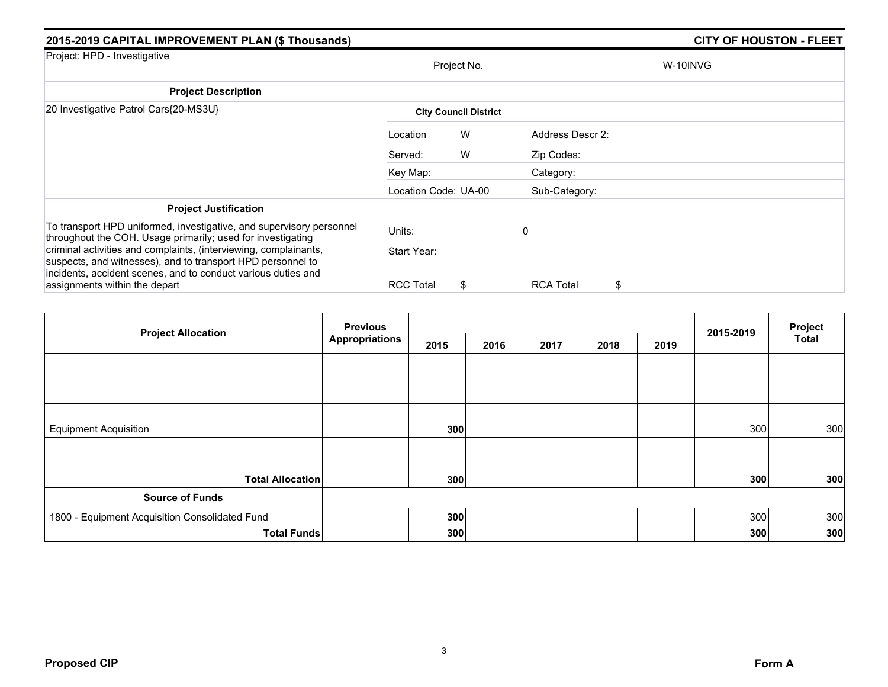## 2015-2019 CAPITAL IMPROVEMENT PLAN ($ Thousands) — CITY OF HOUSTON - FLEET

| Project: HPD - Investigative | Project No. | | W-10INVG | |
|---|---|---|---|---|
| **Project Description** | | | | |
| 20 Investigative Patrol Cars{20-MS3U} | **City Council District** | | | |
| | Location | W | Address Descr 2: | |
| | Served: | W | Zip Codes: | |
| | Key Map: | | Category: | |
| | Location Code: | UA-00 | Sub-Category: | |
| **Project Justification** | | | | |
| To transport HPD uniformed, investigative, and supervisory personnel throughout the COH. Usage primarily; used for investigating criminal activities and complaints, (interviewing, complainants, suspects, and witnesses), and to transport HPD personnel to incidents, accident scenes, and to conduct various duties and assignments within the depart | Units: | 0 | | |
| | Start Year: | | | |
| | RCC Total | $ | RCA Total | $ |

| Project Allocation | Previous Appropriations | 2015 | 2016 | 2017 | 2018 | 2019 | 2015-2019 | Project Total |
|---|---|---|---|---|---|---|---|---|
| Equipment Acquisition | | **300** | | | | | 300 | 300 |
| **Total Allocation** | | **300** | | | | | **300** | **300** |
| **Source of Funds** | | | | | | | | |
| 1800 - Equipment Acquisition Consolidated Fund | | **300** | | | | | 300 | 300 |
| **Total Funds** | | **300** | | | | | **300** | **300** |

**Proposed CIP** — **Form A**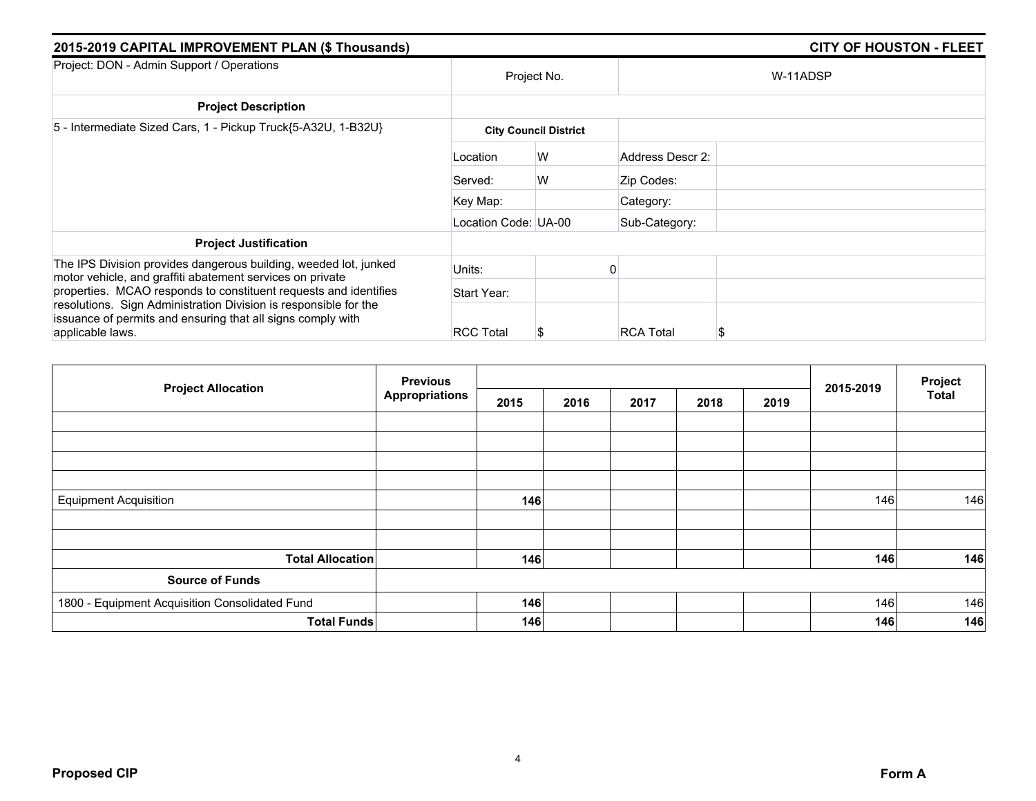## 2015-2019 CAPITAL IMPROVEMENT PLAN ($ Thousands) — CITY OF HOUSTON - FLEET

| Project: DON - Admin Support / Operations | Project No. | | W-11ADSP | |
|---|---|---|---|---|
| **Project Description** | | | | |
| 5 - Intermediate Sized Cars, 1 - Pickup Truck{5-A32U, 1-B32U} | **City Council District** | | | |
| | Location | W | Address Descr 2: | |
| | Served: | W | Zip Codes: | |
| | Key Map: | | Category: | |
| | Location Code: UA-00 | | Sub-Category: | |
| **Project Justification** | | | | |
| The IPS Division provides dangerous building, weeded lot, junked motor vehicle, and graffiti abatement services on private properties. MCAO responds to constituent requests and identifies resolutions. Sign Administration Division is responsible for the issuance of permits and ensuring that all signs comply with applicable laws. | Units: | 0 | | |
| | Start Year: | | | |
| | RCC Total | $ | RCA Total | $ |

| Project Allocation | Previous Appropriations | 2015 | 2016 | 2017 | 2018 | 2019 | 2015-2019 | Project Total |
|---|---|---|---|---|---|---|---|---|
| Equipment Acquisition | | **146** | | | | | 146 | 146 |
| **Total Allocation** | | **146** | | | | | **146** | **146** |
| **Source of Funds** | | | | | | | | |
| 1800 - Equipment Acquisition Consolidated Fund | | **146** | | | | | 146 | 146 |
| **Total Funds** | | **146** | | | | | **146** | **146** |

**Proposed CIP** — **Form A**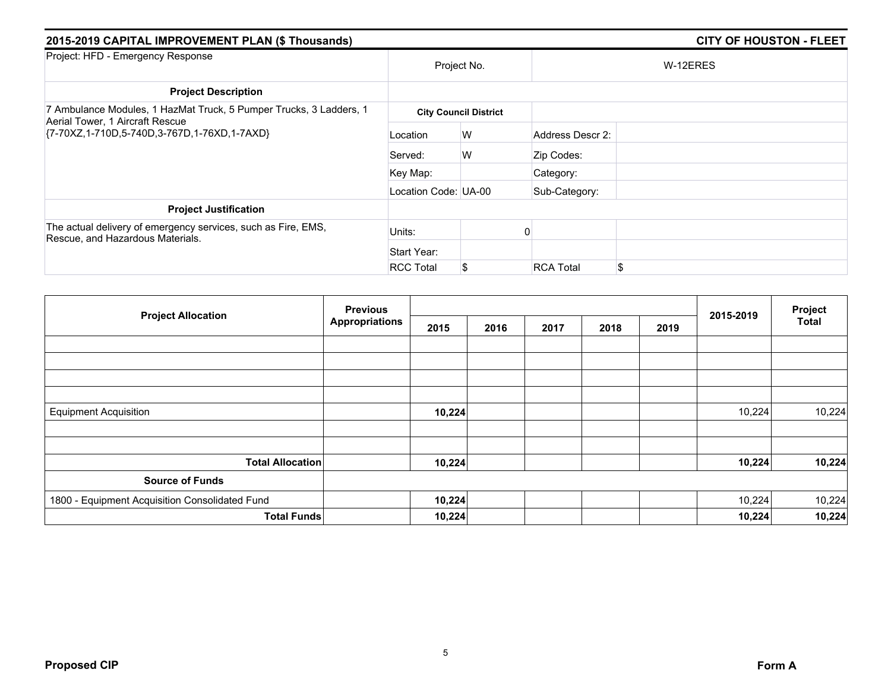## 2015-2019 CAPITAL IMPROVEMENT PLAN ($ Thousands) — CITY OF HOUSTON - FLEET

| Project: HFD - Emergency Response | Project No. | | W-12ERES | |
|---|---|---|---|---|
| **Project Description** | | | | |
| 7 Ambulance Modules, 1 HazMat Truck, 5 Pumper Trucks, 3 Ladders, 1 Aerial Tower, 1 Aircraft Rescue {7-70XZ,1-710D,5-740D,3-767D,1-76XD,1-7AXD} | **City Council District** | | | |
| | Location | W | Address Descr 2: | |
| | Served: | W | Zip Codes: | |
| | Key Map: | | Category: | |
| | Location Code: UA-00 | | Sub-Category: | |
| **Project Justification** | | | | |
| The actual delivery of emergency services, such as Fire, EMS, Rescue, and Hazardous Materials. | Units: | 0 | | |
| | Start Year: | | | |
| | RCC Total | $ | RCA Total | $ |

| Project Allocation | Previous Appropriations | 2015 | 2016 | 2017 | 2018 | 2019 | 2015-2019 | Project Total |
|---|---|---|---|---|---|---|---|---|
| Equipment Acquisition | | **10,224** | | | | | 10,224 | 10,224 |
| **Total Allocation** | | **10,224** | | | | | **10,224** | **10,224** |
| **Source of Funds** | | | | | | | | |
| 1800 - Equipment Acquisition Consolidated Fund | | **10,224** | | | | | 10,224 | 10,224 |
| **Total Funds** | | **10,224** | | | | | **10,224** | **10,224** |

**Proposed CIP** — **Form A**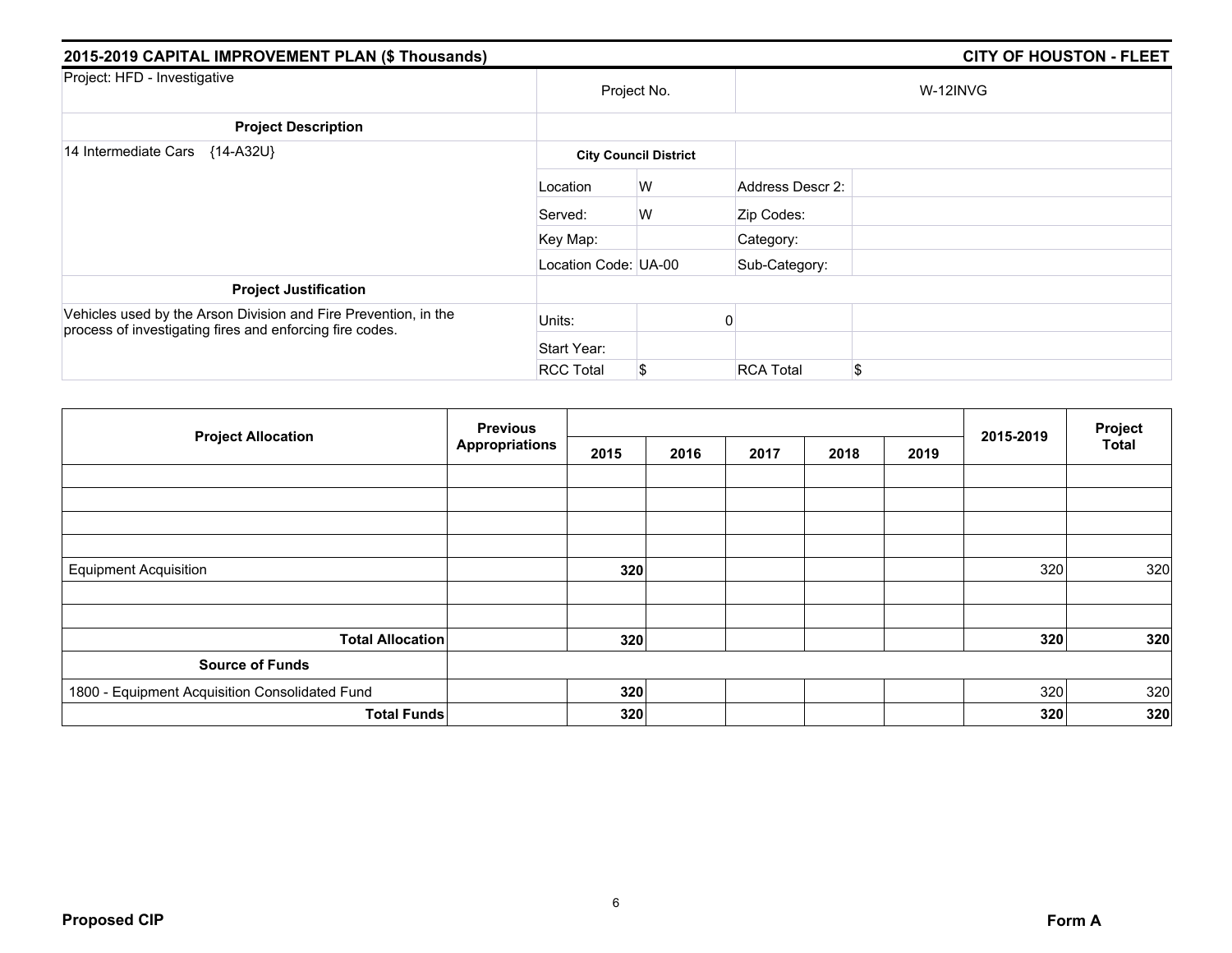## 2015-2019 CAPITAL IMPROVEMENT PLAN ($ Thousands)

## CITY OF HOUSTON - FLEET

| Project: HFD - Investigative | Project No. | | W-12INVG | |
|---|---|---|---|---|
| **Project Description** | | | | |
| 14 Intermediate Cars {14-A32U} | **City Council District** | | | |
| | Location | W | Address Descr 2: | |
| | Served: | W | Zip Codes: | |
| | Key Map: | | Category: | |
| | Location Code: | UA-00 | Sub-Category: | |
| **Project Justification** | | | | |
| Vehicles used by the Arson Division and Fire Prevention, in the process of investigating fires and enforcing fire codes. | Units: | 0 | | |
| | Start Year: | | | |
| | RCC Total | $ | RCA Total | $ |

| Project Allocation | Previous Appropriations | 2015 | 2016 | 2017 | 2018 | 2019 | 2015-2019 | Project Total |
|---|---|---|---|---|---|---|---|---|
| Equipment Acquisition | | **320** | | | | | 320 | 320 |
| **Total Allocation** | | **320** | | | | | **320** | **320** |
| **Source of Funds** | | | | | | | | |
| 1800 - Equipment Acquisition Consolidated Fund | | **320** | | | | | 320 | 320 |
| **Total Funds** | | **320** | | | | | **320** | **320** |

**Proposed CIP** **Form A**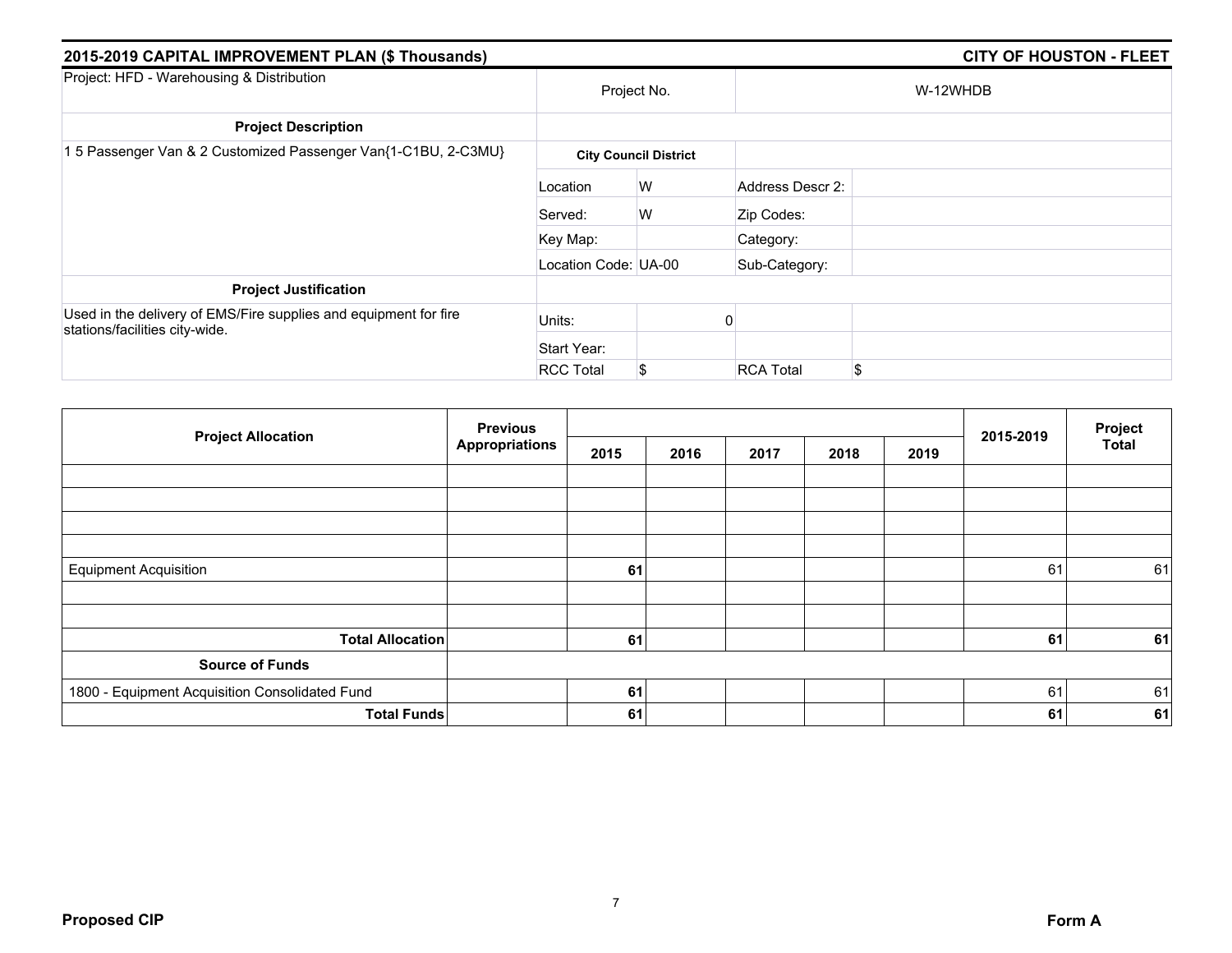## 2015-2019 CAPITAL IMPROVEMENT PLAN ($ Thousands) — CITY OF HOUSTON - FLEET

| Project: HFD - Warehousing & Distribution | Project No. | | W-12WHDB | |
|---|---|---|---|---|
| **Project Description** | | | | |
| 1 5 Passenger Van & 2 Customized Passenger Van{1-C1BU, 2-C3MU} | **City Council District** | | | |
| | Location | W | Address Descr 2: | |
| | Served: | W | Zip Codes: | |
| | Key Map: | | Category: | |
| | Location Code: | UA-00 | Sub-Category: | |
| **Project Justification** | | | | |
| Used in the delivery of EMS/Fire supplies and equipment for fire stations/facilities city-wide. | Units: | 0 | | |
| | Start Year: | | | |
| | RCC Total | $ | RCA Total | $ |

| Project Allocation | Previous Appropriations | 2015 | 2016 | 2017 | 2018 | 2019 | 2015-2019 | Project Total |
|---|---|---|---|---|---|---|---|---|
| Equipment Acquisition | | **61** | | | | | 61 | 61 |
| **Total Allocation** | | **61** | | | | | **61** | **61** |
| **Source of Funds** | | | | | | | | |
| 1800 - Equipment Acquisition Consolidated Fund | | **61** | | | | | 61 | 61 |
| **Total Funds** | | **61** | | | | | **61** | **61** |

**Proposed CIP** — **Form A**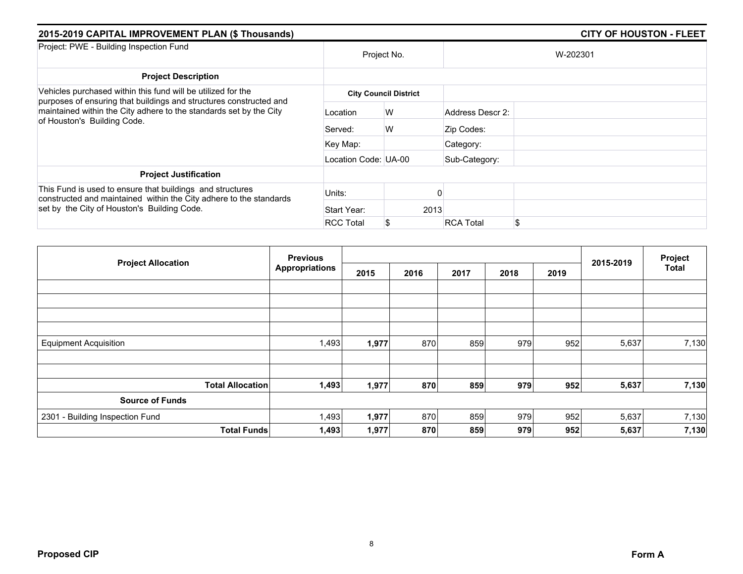## 2015-2019 CAPITAL IMPROVEMENT PLAN ($ Thousands) — CITY OF HOUSTON - FLEET

| Project: PWE - Building Inspection Fund | Project No. | | W-202301 | |
|---|---|---|---|---|
| **Project Description** | | | | |
| Vehicles purchased within this fund will be utilized for the purposes of ensuring that buildings and structures constructed and maintained within the City adhere to the standards set by the City of Houston's Building Code. | **City Council District** | | | |
| | Location | W | Address Descr 2: | |
| | Served: | W | Zip Codes: | |
| | Key Map: | | Category: | |
| | Location Code: | UA-00 | Sub-Category: | |
| **Project Justification** | | | | |
| This Fund is used to ensure that buildings and structures constructed and maintained within the City adhere to the standards set by the City of Houston's Building Code. | Units: | 0 | | |
| | Start Year: | 2013 | | |
| | RCC Total | $ | RCA Total | $ |

| Project Allocation | Previous Appropriations | 2015 | 2016 | 2017 | 2018 | 2019 | 2015-2019 | Project Total |
|---|---|---|---|---|---|---|---|---|
| Equipment Acquisition | 1,493 | **1,977** | 870 | 859 | 979 | 952 | 5,637 | 7,130 |
| **Total Allocation** | **1,493** | **1,977** | **870** | **859** | **979** | **952** | **5,637** | **7,130** |
| **Source of Funds** | | | | | | | | |
| 2301 - Building Inspection Fund | 1,493 | **1,977** | 870 | 859 | 979 | 952 | 5,637 | 7,130 |
| **Total Funds** | **1,493** | **1,977** | **870** | **859** | **979** | **952** | **5,637** | **7,130** |

**Proposed CIP** — **Form A**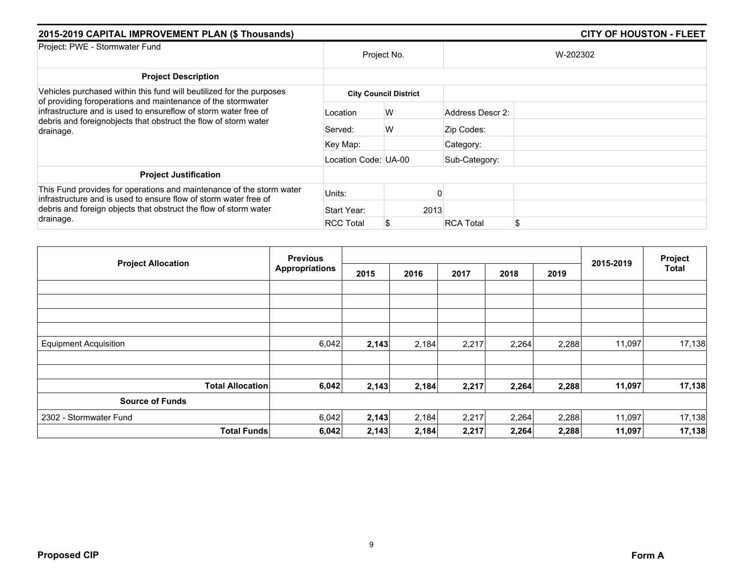## 2015-2019 CAPITAL IMPROVEMENT PLAN ($ Thousands)

**CITY OF HOUSTON - FLEET**

| Project: PWE - Stormwater Fund | Project No. | | W-202302 | |
|---|---|---|---|---|
| **Project Description** | | | | |
| Vehicles purchased within this fund will beutilized for the purposes of providing foroperations and maintenance of the stormwater infrastructure and is used to ensureflow of storm water free of debris and foreignobjects that obstruct the flow of storm water drainage. | **City Council District** | | | |
| | Location | W | Address Descr 2: | |
| | Served: | W | Zip Codes: | |
| | Key Map: | | Category: | |
| | Location Code: UA-00 | | Sub-Category: | |
| **Project Justification** | | | | |
| This Fund provides for operations and maintenance of the storm water infrastructure and is used to ensure flow of storm water free of debris and foreign objects that obstruct the flow of storm water drainage. | Units: | 0 | | |
| | Start Year: | 2013 | | |
| | RCC Total | $ | RCA Total | $ |

| Project Allocation | Previous Appropriations | 2015 | 2016 | 2017 | 2018 | 2019 | 2015-2019 | Project Total |
|---|---|---|---|---|---|---|---|---|
| Equipment Acquisition | 6,042 | **2,143** | 2,184 | 2,217 | 2,264 | 2,288 | 11,097 | 17,138 |
| **Total Allocation** | **6,042** | **2,143** | **2,184** | **2,217** | **2,264** | **2,288** | **11,097** | **17,138** |
| **Source of Funds** | | | | | | | | |
| 2302 - Stormwater Fund | 6,042 | **2,143** | 2,184 | 2,217 | 2,264 | 2,288 | 11,097 | 17,138 |
| **Total Funds** | **6,042** | **2,143** | **2,184** | **2,217** | **2,264** | **2,288** | **11,097** | **17,138** |

**Proposed CIP** **Form A**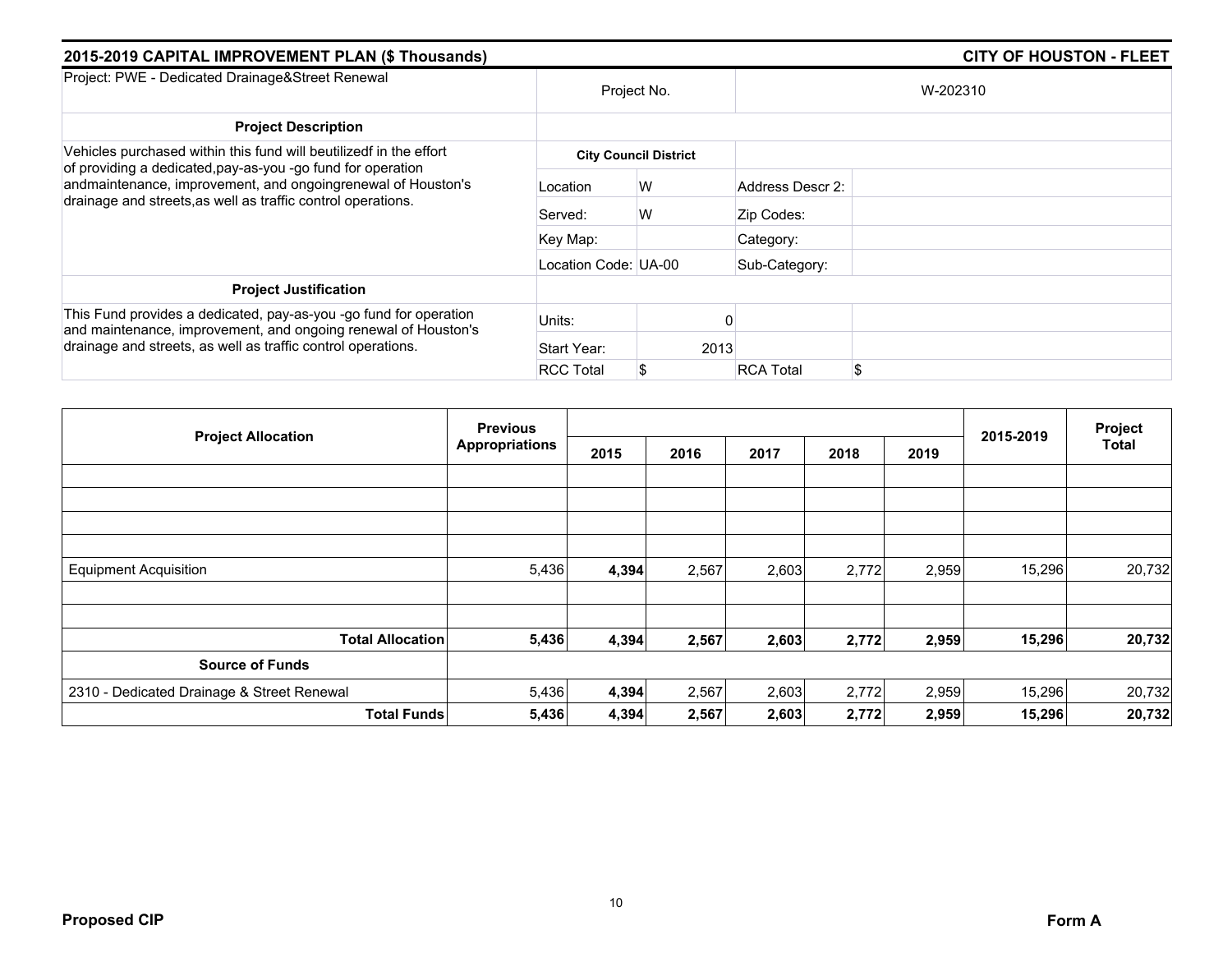## 2015-2019 CAPITAL IMPROVEMENT PLAN ($ Thousands) — CITY OF HOUSTON - FLEET

| Project: PWE - Dedicated Drainage&Street Renewal | Project No. | | W-202310 | |
|---|---|---|---|---|
| **Project Description** | | | | |
| Vehicles purchased within this fund will beutilizedf in the effort of providing a dedicated,pay-as-you -go fund for operation andmaintenance, improvement, and ongoingrenewal of Houston's drainage and streets,as well as traffic control operations. | **City Council District** | | | |
| | Location | W | Address Descr 2: | |
| | Served: | W | Zip Codes: | |
| | Key Map: | | Category: | |
| | Location Code: | UA-00 | Sub-Category: | |
| **Project Justification** | | | | |
| This Fund provides a dedicated, pay-as-you -go fund for operation and maintenance, improvement, and ongoing renewal of Houston's drainage and streets, as well as traffic control operations. | Units: | 0 | | |
| | Start Year: | 2013 | | |
| | RCC Total | $ | RCA Total | $ |

| Project Allocation | Previous Appropriations | 2015 | 2016 | 2017 | 2018 | 2019 | 2015-2019 | Project Total |
|---|---|---|---|---|---|---|---|---|
| Equipment Acquisition | 5,436 | **4,394** | 2,567 | 2,603 | 2,772 | 2,959 | 15,296 | 20,732 |
| **Total Allocation** | **5,436** | **4,394** | **2,567** | **2,603** | **2,772** | **2,959** | **15,296** | **20,732** |
| **Source of Funds** | | | | | | | | |
| 2310 - Dedicated Drainage & Street Renewal | 5,436 | **4,394** | 2,567 | 2,603 | 2,772 | 2,959 | 15,296 | 20,732 |
| **Total Funds** | **5,436** | **4,394** | **2,567** | **2,603** | **2,772** | **2,959** | **15,296** | **20,732** |

**Proposed CIP** — **Form A**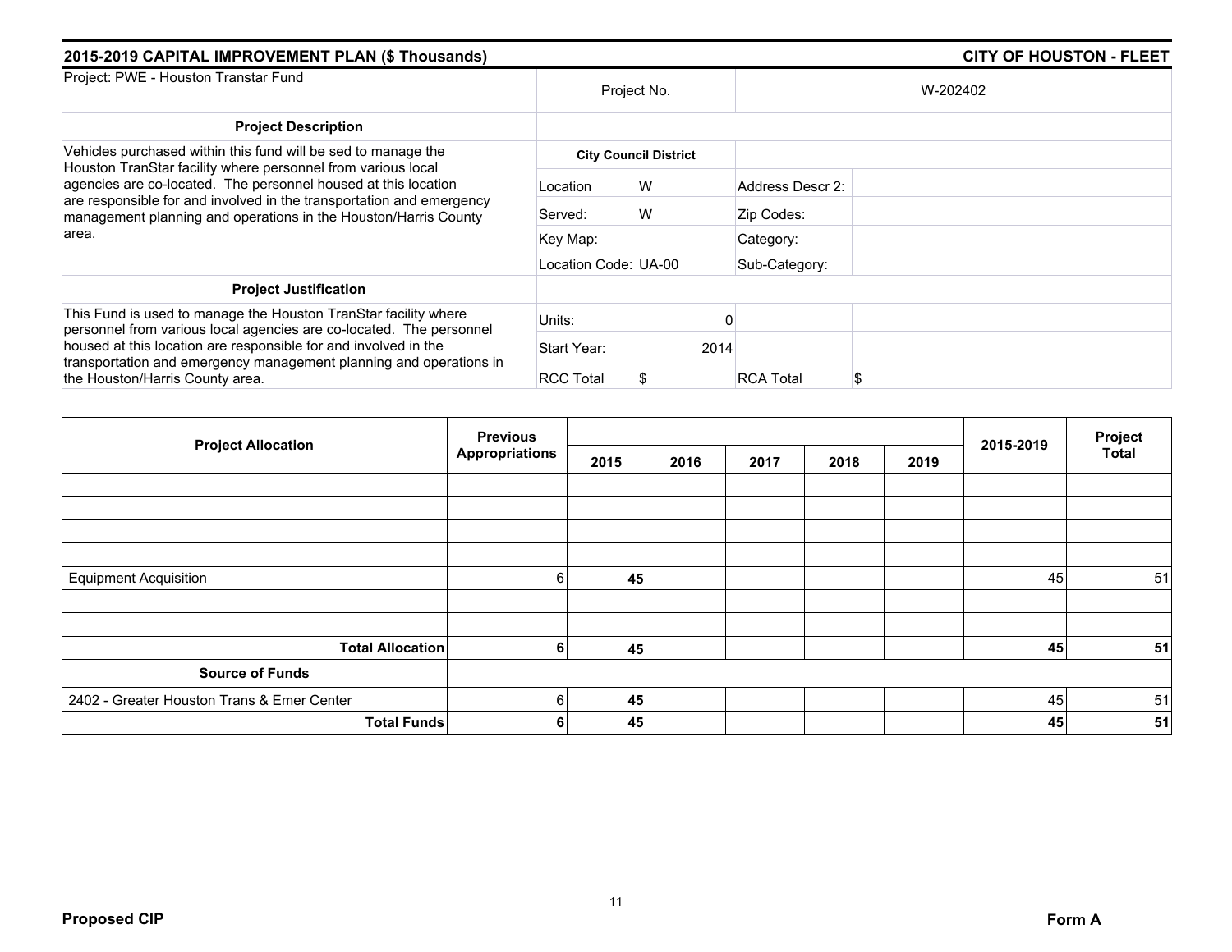## 2015-2019 CAPITAL IMPROVEMENT PLAN ($ Thousands) — CITY OF HOUSTON - FLEET

| Project: PWE - Houston Transtar Fund | Project No. | | W-202402 | |
|---|---|---|---|---|
| **Project Description** | | | | |
| Vehicles purchased within this fund will be sed to manage the Houston TranStar facility where personnel from various local agencies are co-located. The personnel housed at this location are responsible for and involved in the transportation and emergency management planning and operations in the Houston/Harris County area. | **City Council District** | | | |
| | Location | W | Address Descr 2: | |
| | Served: | W | Zip Codes: | |
| | Key Map: | | Category: | |
| | Location Code: | UA-00 | Sub-Category: | |
| **Project Justification** | | | | |
| This Fund is used to manage the Houston TranStar facility where personnel from various local agencies are co-located. The personnel housed at this location are responsible for and involved in the transportation and emergency management planning and operations in the Houston/Harris County area. | Units: | 0 | | |
| | Start Year: | 2014 | | |
| | RCC Total | $ | RCA Total | $ |

| Project Allocation | Previous Appropriations | 2015 | 2016 | 2017 | 2018 | 2019 | 2015-2019 | Project Total |
|---|---|---|---|---|---|---|---|---|
| Equipment Acquisition | 6 | **45** | | | | | 45 | 51 |
| **Total Allocation** | **6** | **45** | | | | | **45** | **51** |
| **Source of Funds** | | | | | | | | |
| 2402 - Greater Houston Trans & Emer Center | 6 | **45** | | | | | 45 | 51 |
| **Total Funds** | **6** | **45** | | | | | **45** | **51** |

**Proposed CIP** — **Form A**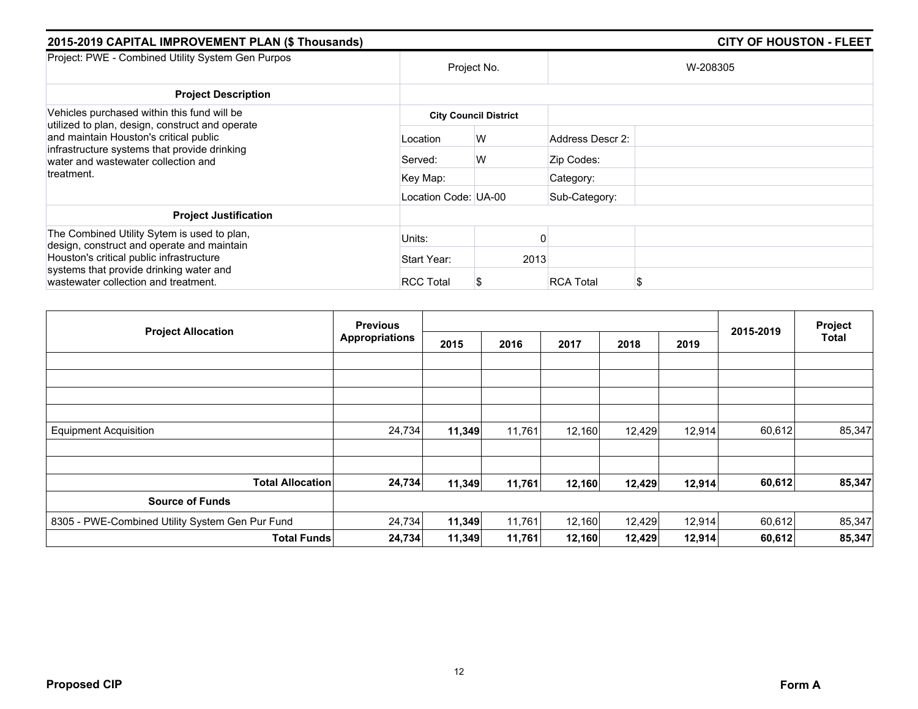## 2015-2019 CAPITAL IMPROVEMENT PLAN ($ Thousands) — CITY OF HOUSTON - FLEET

| Project: PWE - Combined Utility System Gen Purpos | Project No. | | W-208305 | |
|---|---|---|---|---|
| **Project Description** | | | | |
| Vehicles purchased within this fund will be utilized to plan, design, construct and operate and maintain Houston's critical public infrastructure systems that provide drinking water and wastewater collection and treatment. | **City Council District** | | | |
| | Location | W | Address Descr 2: | |
| | Served: | W | Zip Codes: | |
| | Key Map: | | Category: | |
| | Location Code: | UA-00 | Sub-Category: | |
| **Project Justification** | | | | |
| The Combined Utility Sytem is used to plan, design, construct and operate and maintain Houston's critical public infrastructure systems that provide drinking water and wastewater collection and treatment. | Units: | 0 | | |
| | Start Year: | 2013 | | |
| | RCC Total | $ | RCA Total | $ |

| Project Allocation | Previous Appropriations | 2015 | 2016 | 2017 | 2018 | 2019 | 2015-2019 | Project Total |
|---|---|---|---|---|---|---|---|---|
| Equipment Acquisition | 24,734 | **11,349** | 11,761 | 12,160 | 12,429 | 12,914 | 60,612 | 85,347 |
| **Total Allocation** | **24,734** | **11,349** | **11,761** | **12,160** | **12,429** | **12,914** | **60,612** | **85,347** |
| **Source of Funds** | | | | | | | | |
| 8305 - PWE-Combined Utility System Gen Pur Fund | 24,734 | **11,349** | 11,761 | 12,160 | 12,429 | 12,914 | 60,612 | 85,347 |
| **Total Funds** | **24,734** | **11,349** | **11,761** | **12,160** | **12,429** | **12,914** | **60,612** | **85,347** |

**Proposed CIP** — **Form A**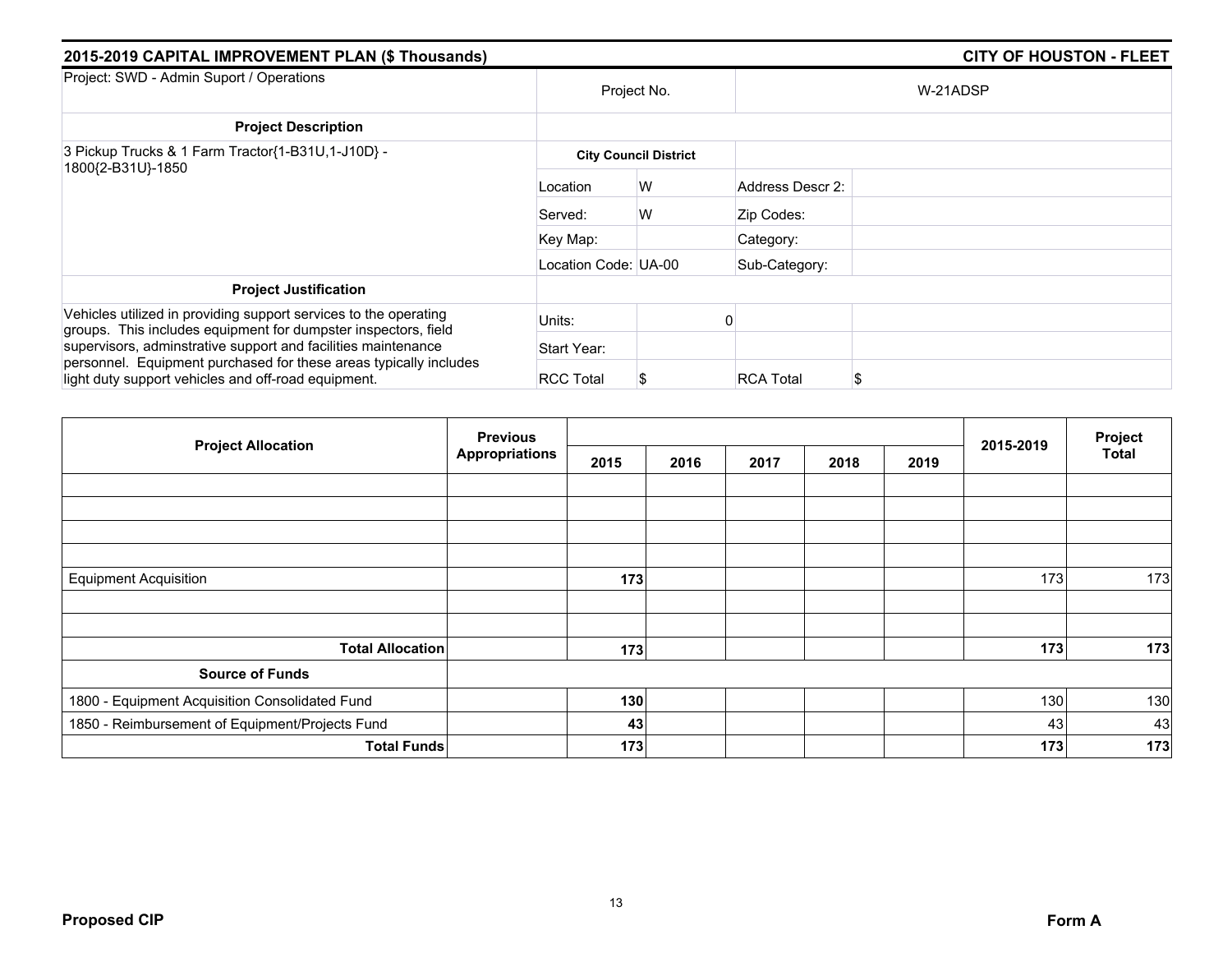## 2015-2019 CAPITAL IMPROVEMENT PLAN ($ Thousands) — CITY OF HOUSTON - FLEET

| Project: SWD - Admin Suport / Operations | Project No. | | W-21ADSP | |
|---|---|---|---|---|
| **Project Description** | | | | |
| 3 Pickup Trucks & 1 Farm Tractor{1-B31U,1-J10D} - 1800{2-B31U}-1850 | **City Council District** | | | |
| | Location | W | Address Descr 2: | |
| | Served: | W | Zip Codes: | |
| | Key Map: | | Category: | |
| | Location Code: UA-00 | | Sub-Category: | |
| **Project Justification** | | | | |
| Vehicles utilized in providing support services to the operating groups. This includes equipment for dumpster inspectors, field supervisors, adminstrative support and facilities maintenance personnel. Equipment purchased for these areas typically includes light duty support vehicles and off-road equipment. | Units: | 0 | | |
| | Start Year: | | | |
| | RCC Total | $ | RCA Total | $ |

| Project Allocation | Previous Appropriations | 2015 | 2016 | 2017 | 2018 | 2019 | 2015-2019 | Project Total |
|---|---|---|---|---|---|---|---|---|
| Equipment Acquisition | | **173** | | | | | 173 | 173 |
| **Total Allocation** | | **173** | | | | | **173** | **173** |
| **Source of Funds** | | | | | | | | |
| 1800 - Equipment Acquisition Consolidated Fund | | **130** | | | | | 130 | 130 |
| 1850 - Reimbursement of Equipment/Projects Fund | | **43** | | | | | 43 | 43 |
| **Total Funds** | | **173** | | | | | **173** | **173** |

**Proposed CIP** — **Form A**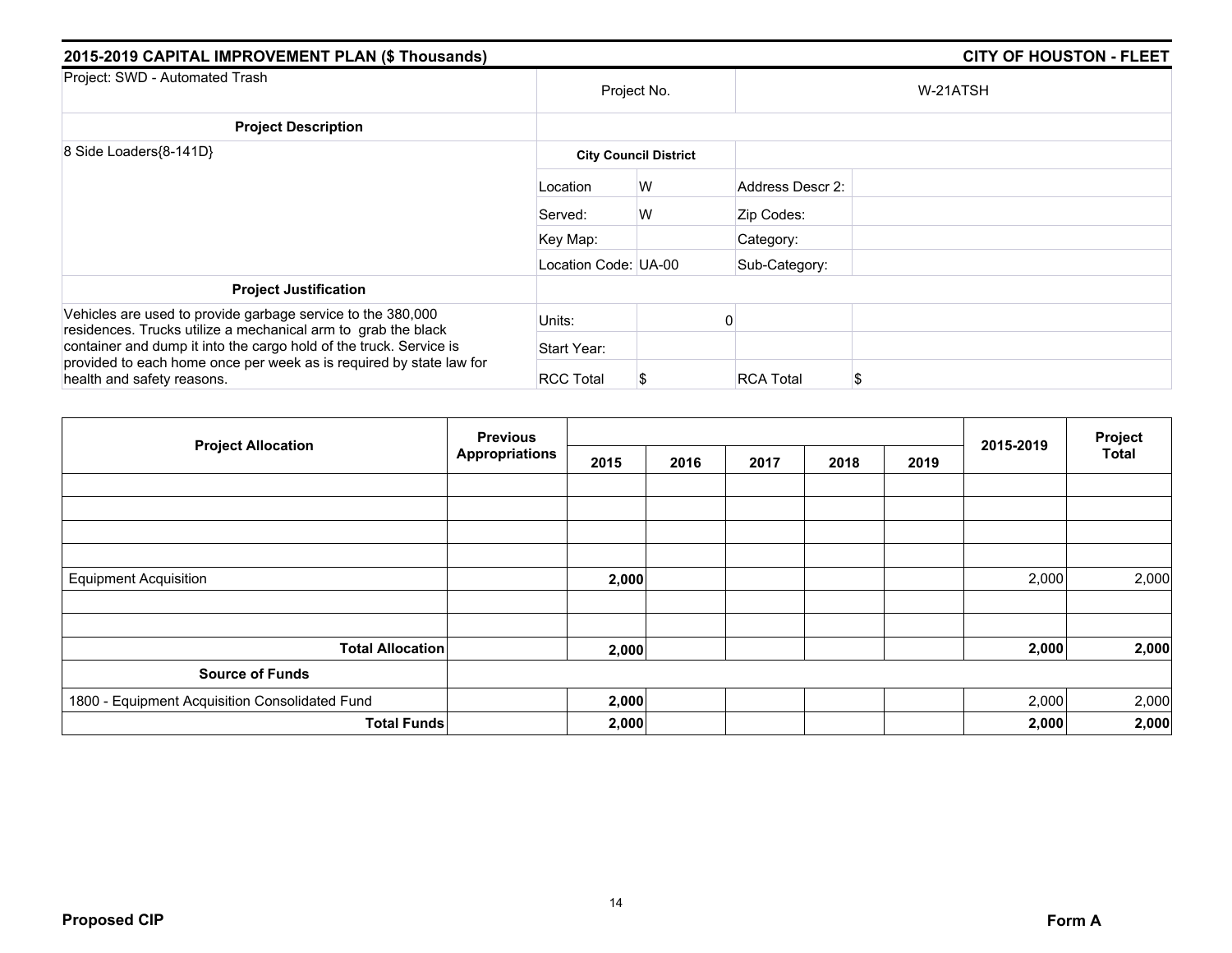## 2015-2019 CAPITAL IMPROVEMENT PLAN ($ Thousands)

**CITY OF HOUSTON - FLEET**

| Project: SWD - Automated Trash | Project No. | | W-21ATSH | |
|---|---|---|---|---|
| **Project Description** | | | | |
| 8 Side Loaders{8-141D} | **City Council District** | | | |
| | Location | W | Address Descr 2: | |
| | Served: | W | Zip Codes: | |
| | Key Map: | | Category: | |
| | Location Code: | UA-00 | Sub-Category: | |
| **Project Justification** | | | | |
| Vehicles are used to provide garbage service to the 380,000 residences. Trucks utilize a mechanical arm to grab the black container and dump it into the cargo hold of the truck. Service is provided to each home once per week as is required by state law for health and safety reasons. | Units: | 0 | | |
| | Start Year: | | | |
| | RCC Total | $ | RCA Total | $ |

| Project Allocation | Previous Appropriations | 2015 | 2016 | 2017 | 2018 | 2019 | 2015-2019 | Project Total |
|---|---|---|---|---|---|---|---|---|
| Equipment Acquisition | | **2,000** | | | | | 2,000 | 2,000 |
| **Total Allocation** | | **2,000** | | | | | **2,000** | **2,000** |
| **Source of Funds** | | | | | | | | |
| 1800 - Equipment Acquisition Consolidated Fund | | **2,000** | | | | | 2,000 | 2,000 |
| **Total Funds** | | **2,000** | | | | | **2,000** | **2,000** |

**Proposed CIP**

**Form A**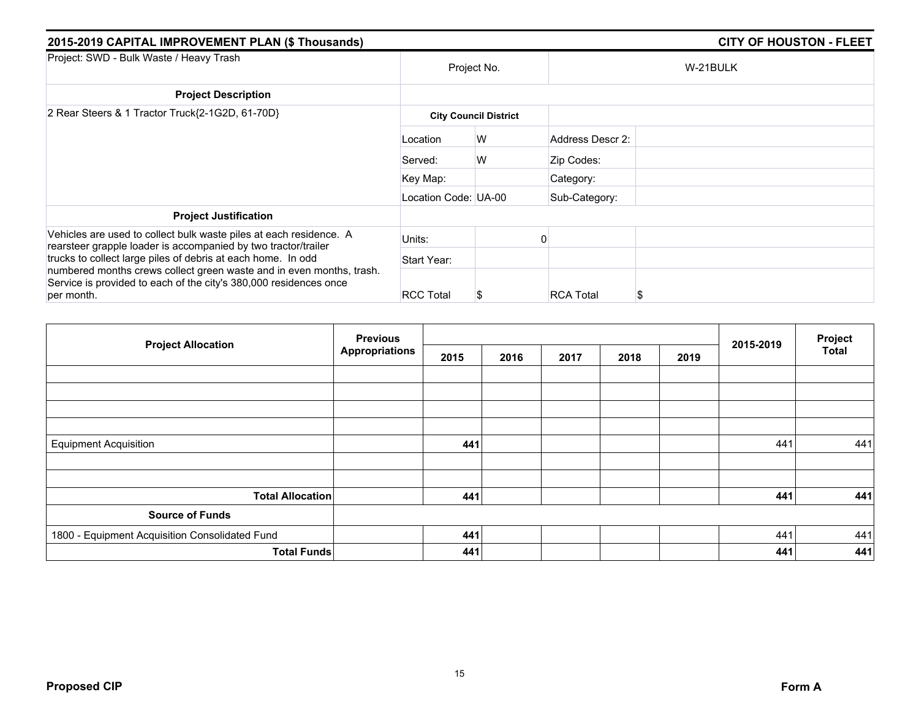## 2015-2019 CAPITAL IMPROVEMENT PLAN ($ Thousands) — CITY OF HOUSTON - FLEET

| Project: SWD - Bulk Waste / Heavy Trash | Project No. | | W-21BULK | |
|---|---|---|---|---|
| **Project Description** | | | | |
| 2 Rear Steers & 1 Tractor Truck{2-1G2D, 61-70D} | **City Council District** | | | |
| | Location | W | Address Descr 2: | |
| | Served: | W | Zip Codes: | |
| | Key Map: | | Category: | |
| | Location Code: UA-00 | | Sub-Category: | |
| **Project Justification** | | | | |
| Vehicles are used to collect bulk waste piles at each residence. A rearsteer grapple loader is accompanied by two tractor/trailer trucks to collect large piles of debris at each home. In odd numbered months crews collect green waste and in even months, trash. Service is provided to each of the city's 380,000 residences once per month. | Units: | 0 | | |
| | Start Year: | | | |
| | RCC Total | $ | RCA Total | $ |

| Project Allocation | Previous Appropriations | 2015 | 2016 | 2017 | 2018 | 2019 | 2015-2019 | Project Total |
|---|---|---|---|---|---|---|---|---|
| Equipment Acquisition | | **441** | | | | | 441 | 441 |
| **Total Allocation** | | **441** | | | | | **441** | **441** |
| **Source of Funds** | | | | | | | | |
| 1800 - Equipment Acquisition Consolidated Fund | | **441** | | | | | 441 | 441 |
| **Total Funds** | | **441** | | | | | **441** | **441** |

**Proposed CIP** — **Form A**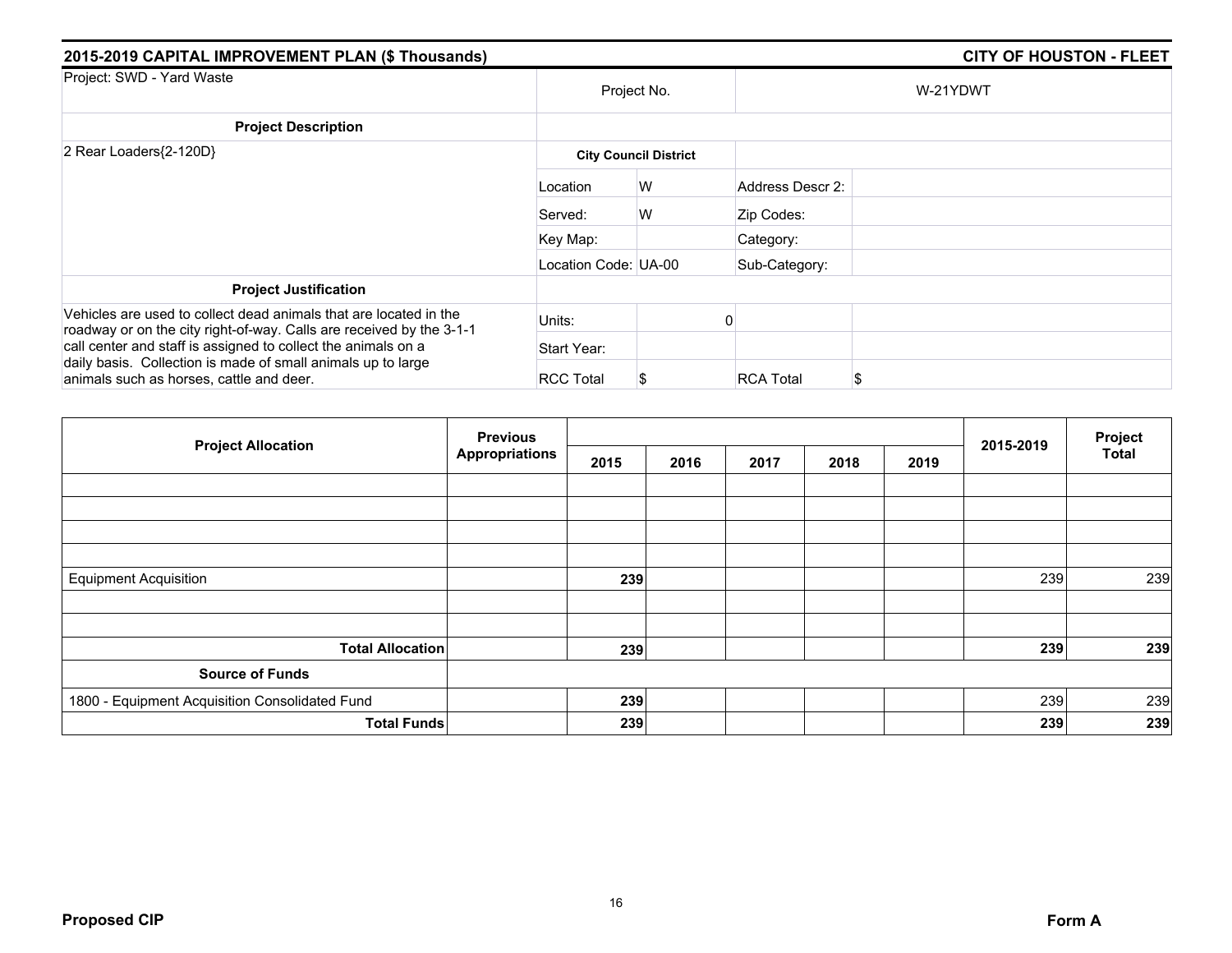## 2015-2019 CAPITAL IMPROVEMENT PLAN ($ Thousands) — CITY OF HOUSTON - FLEET

| Project: SWD - Yard Waste | Project No. | | W-21YDWT | |
|---|---|---|---|---|
| **Project Description** | | | | |
| 2 Rear Loaders{2-120D} | **City Council District** | | | |
| | Location | W | Address Descr 2: | |
| | Served: | W | Zip Codes: | |
| | Key Map: | | Category: | |
| | Location Code: | UA-00 | Sub-Category: | |
| **Project Justification** | | | | |
| Vehicles are used to collect dead animals that are located in the roadway or on the city right-of-way. Calls are received by the 3-1-1 call center and staff is assigned to collect the animals on a daily basis. Collection is made of small animals up to large animals such as horses, cattle and deer. | Units: | 0 | | |
| | Start Year: | | | |
| | RCC Total | $ | RCA Total | $ |

| Project Allocation | Previous Appropriations | 2015 | 2016 | 2017 | 2018 | 2019 | 2015-2019 | Project Total |
|---|---|---|---|---|---|---|---|---|
| | | | | | | | | |
| | | | | | | | | |
| | | | | | | | | |
| | | | | | | | | |
| Equipment Acquisition | | **239** | | | | | 239 | 239 |
| | | | | | | | | |
| | | | | | | | | |
| **Total Allocation** | | **239** | | | | | **239** | **239** |
| **Source of Funds** | | | | | | | | |
| 1800 - Equipment Acquisition Consolidated Fund | | **239** | | | | | 239 | 239 |
| **Total Funds** | | **239** | | | | | **239** | **239** |

**Proposed CIP** — **Form A**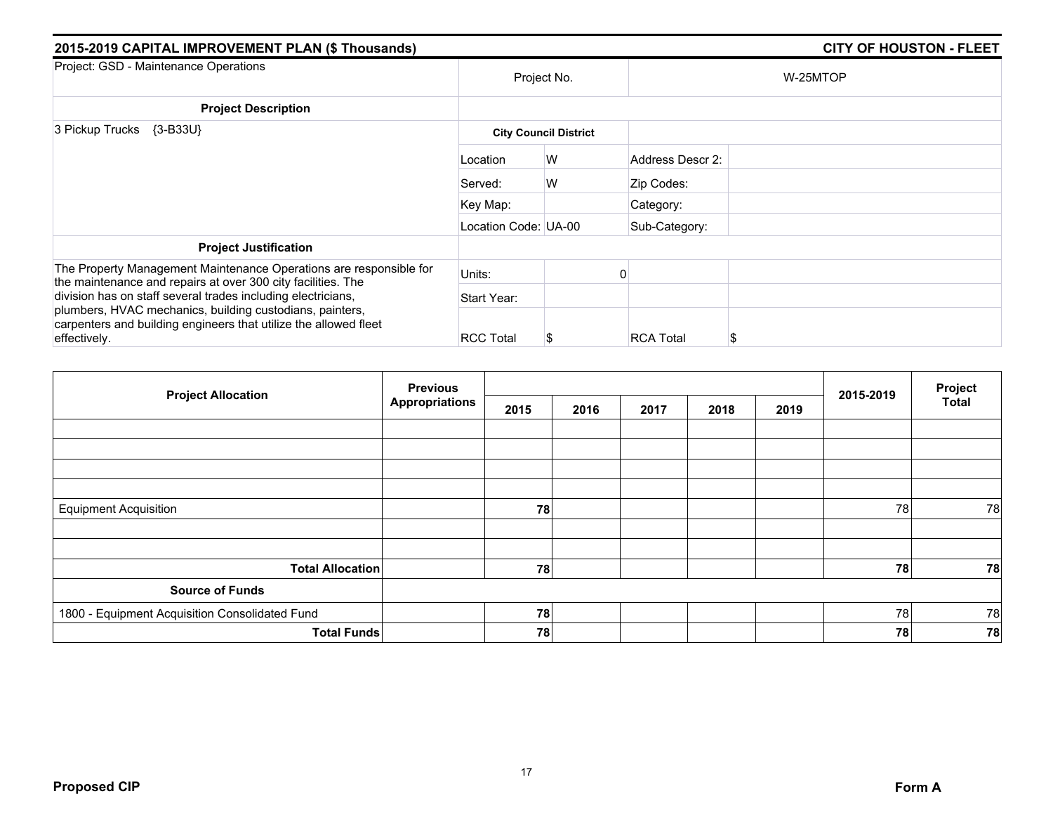## 2015-2019 CAPITAL IMPROVEMENT PLAN ($ Thousands) — CITY OF HOUSTON - FLEET

| Project: GSD - Maintenance Operations | Project No. | | W-25MTOP | |
|---|---|---|---|---|
| **Project Description** | | | | |
| 3 Pickup Trucks {3-B33U} | **City Council District** | | | |
| | Location | W | Address Descr 2: | |
| | Served: | W | Zip Codes: | |
| | Key Map: | | Category: | |
| | Location Code: | UA-00 | Sub-Category: | |
| **Project Justification** | | | | |
| The Property Management Maintenance Operations are responsible for the maintenance and repairs at over 300 city facilities. The division has on staff several trades including electricians, plumbers, HVAC mechanics, building custodians, painters, carpenters and building engineers that utilize the allowed fleet effectively. | Units: | 0 | | |
| | Start Year: | | | |
| | RCC Total | $ | RCA Total | $ |

| Project Allocation | Previous Appropriations | 2015 | 2016 | 2017 | 2018 | 2019 | 2015-2019 | Project Total |
|---|---|---|---|---|---|---|---|---|
| Equipment Acquisition | | 78 | | | | | 78 | 78 |
| **Total Allocation** | | **78** | | | | | **78** | **78** |
| **Source of Funds** | | | | | | | | |
| 1800 - Equipment Acquisition Consolidated Fund | | 78 | | | | | 78 | 78 |
| **Total Funds** | | **78** | | | | | **78** | **78** |

**Proposed CIP** — **Form A**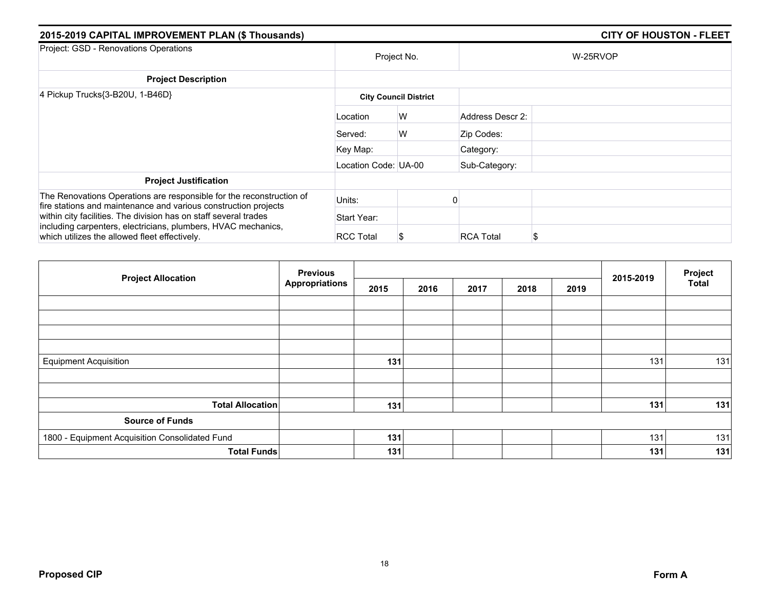## 2015-2019 CAPITAL IMPROVEMENT PLAN ($ Thousands) — CITY OF HOUSTON - FLEET

| Project: GSD - Renovations Operations | Project No. | | W-25RVOP | |
|---|---|---|---|---|
| **Project Description** | | | | |
| 4 Pickup Trucks{3-B20U, 1-B46D} | **City Council District** | | | |
| | Location | W | Address Descr 2: | |
| | Served: | W | Zip Codes: | |
| | Key Map: | | Category: | |
| | Location Code: UA-00 | | Sub-Category: | |
| **Project Justification** | | | | |
| The Renovations Operations are responsible for the reconstruction of fire stations and maintenance and various construction projects within city facilities. The division has on staff several trades including carpenters, electricians, plumbers, HVAC mechanics, which utilizes the allowed fleet effectively. | Units: | 0 | | |
| | Start Year: | | | |
| | RCC Total | $ | RCA Total | $ |

| Project Allocation | Previous Appropriations | 2015 | 2016 | 2017 | 2018 | 2019 | 2015-2019 | Project Total |
|---|---|---|---|---|---|---|---|---|
| Equipment Acquisition | | **131** | | | | | 131 | 131 |
| **Total Allocation** | | **131** | | | | | **131** | **131** |
| **Source of Funds** | | | | | | | | |
| 1800 - Equipment Acquisition Consolidated Fund | | **131** | | | | | 131 | 131 |
| **Total Funds** | | **131** | | | | | **131** | **131** |

**Proposed CIP** — **Form A**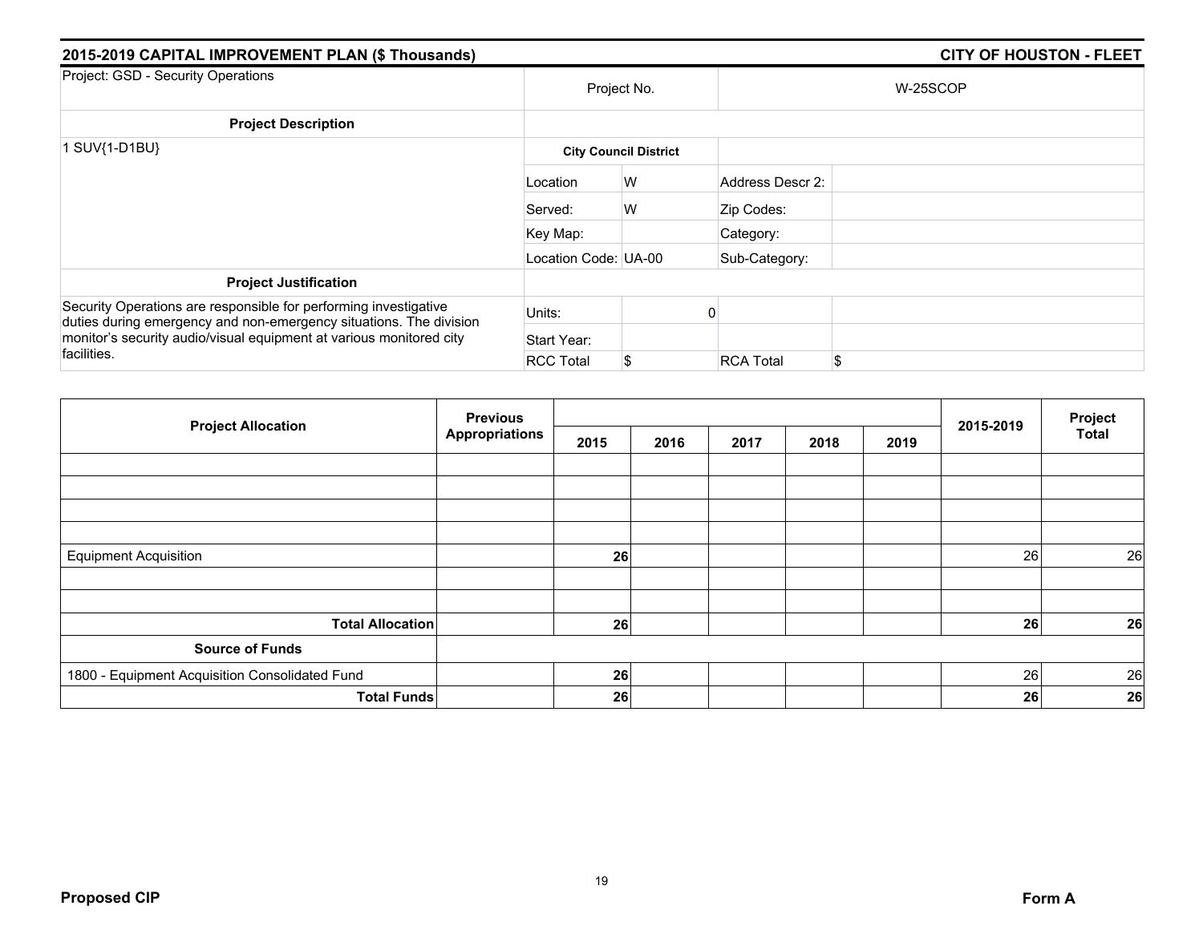## 2015-2019 CAPITAL IMPROVEMENT PLAN ($ Thousands) — CITY OF HOUSTON - FLEET

| Project: GSD - Security Operations | Project No. | | W-25SCOP | |
|---|---|---|---|---|
| **Project Description** | | | | |
| 1 SUV{1-D1BU} | **City Council District** | | | |
| | Location | W | Address Descr 2: | |
| | Served: | W | Zip Codes: | |
| | Key Map: | | Category: | |
| | Location Code: | UA-00 | Sub-Category: | |
| **Project Justification** | | | | |
| Security Operations are responsible for performing investigative duties during emergency and non-emergency situations. The division monitor's security audio/visual equipment at various monitored city facilities. | Units: | 0 | | |
| | Start Year: | | | |
| | RCC Total | $ | RCA Total | $ |

| Project Allocation | Previous Appropriations | 2015 | 2016 | 2017 | 2018 | 2019 | 2015-2019 | Project Total |
|---|---|---|---|---|---|---|---|---|
| Equipment Acquisition | | **26** | | | | | 26 | 26 |
| **Total Allocation** | | **26** | | | | | **26** | **26** |
| **Source of Funds** | | | | | | | | |
| 1800 - Equipment Acquisition Consolidated Fund | | **26** | | | | | 26 | 26 |
| **Total Funds** | | **26** | | | | | **26** | **26** |

**Proposed CIP** — **Form A**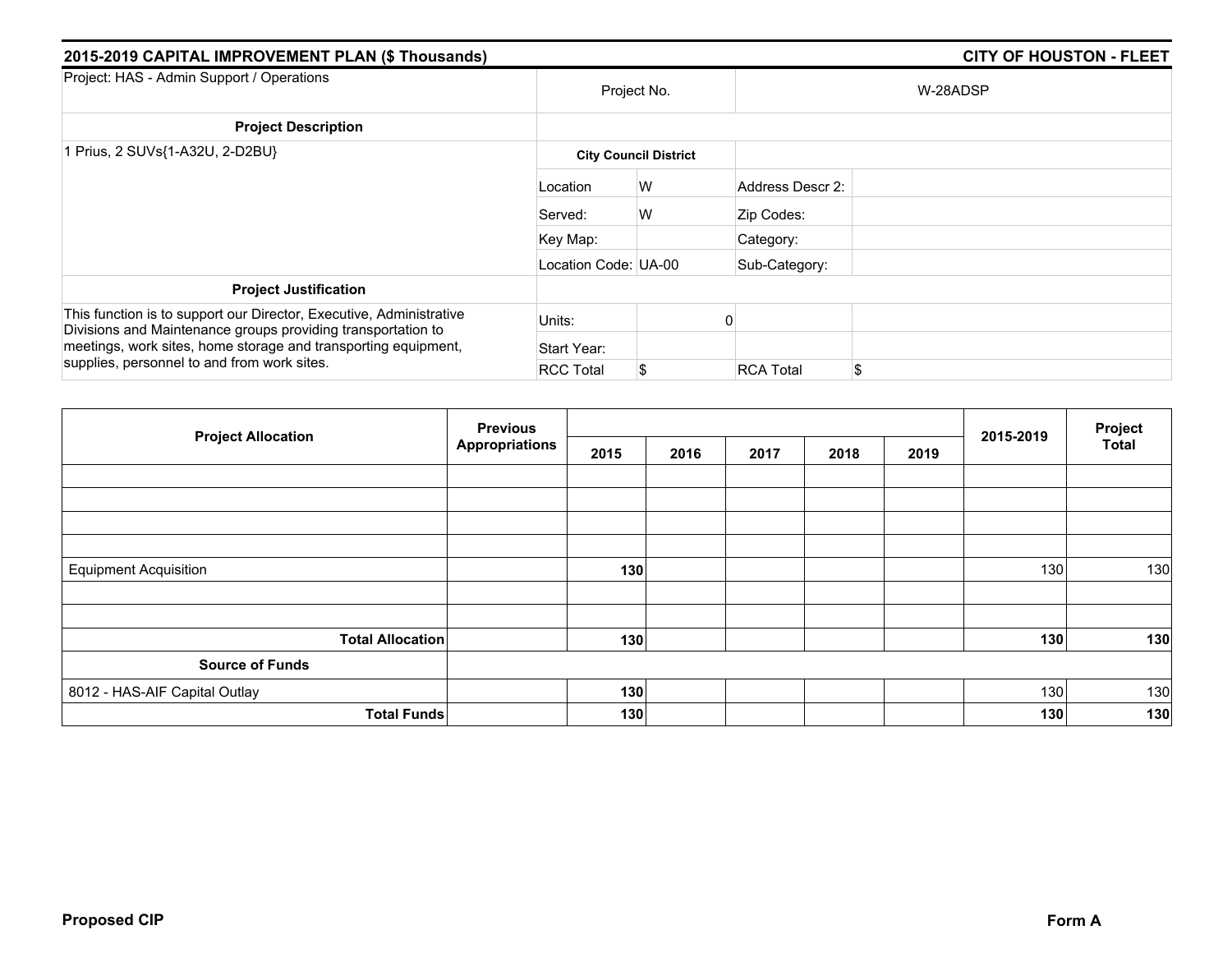## 2015-2019 CAPITAL IMPROVEMENT PLAN ($ Thousands)

**CITY OF HOUSTON - FLEET**

| Project: HAS - Admin Support / Operations | Project No. | | W-28ADSP | |
|---|---|---|---|---|
| **Project Description** | | | | |
| 1 Prius, 2 SUVs{1-A32U, 2-D2BU} | **City Council District** | | | |
| | Location | W | Address Descr 2: | |
| | Served: | W | Zip Codes: | |
| | Key Map: | | Category: | |
| | Location Code: | UA-00 | Sub-Category: | |
| **Project Justification** | | | | |
| This function is to support our Director, Executive, Administrative Divisions and Maintenance groups providing transportation to meetings, work sites, home storage and transporting equipment, supplies, personnel to and from work sites. | Units: | 0 | | |
| | Start Year: | | | |
| | RCC Total | $ | RCA Total | $ |

| Project Allocation | Previous Appropriations | 2015 | 2016 | 2017 | 2018 | 2019 | 2015-2019 | Project Total |
|---|---|---|---|---|---|---|---|---|
| | | | | | | | | |
| | | | | | | | | |
| | | | | | | | | |
| | | | | | | | | |
| Equipment Acquisition | | **130** | | | | | 130 | 130 |
| | | | | | | | | |
| | | | | | | | | |
| **Total Allocation** | | **130** | | | | | **130** | **130** |
| **Source of Funds** | | | | | | | | |
| 8012 - HAS-AIF Capital Outlay | | **130** | | | | | 130 | 130 |
| **Total Funds** | | **130** | | | | | **130** | **130** |

**Proposed CIP** **Form A**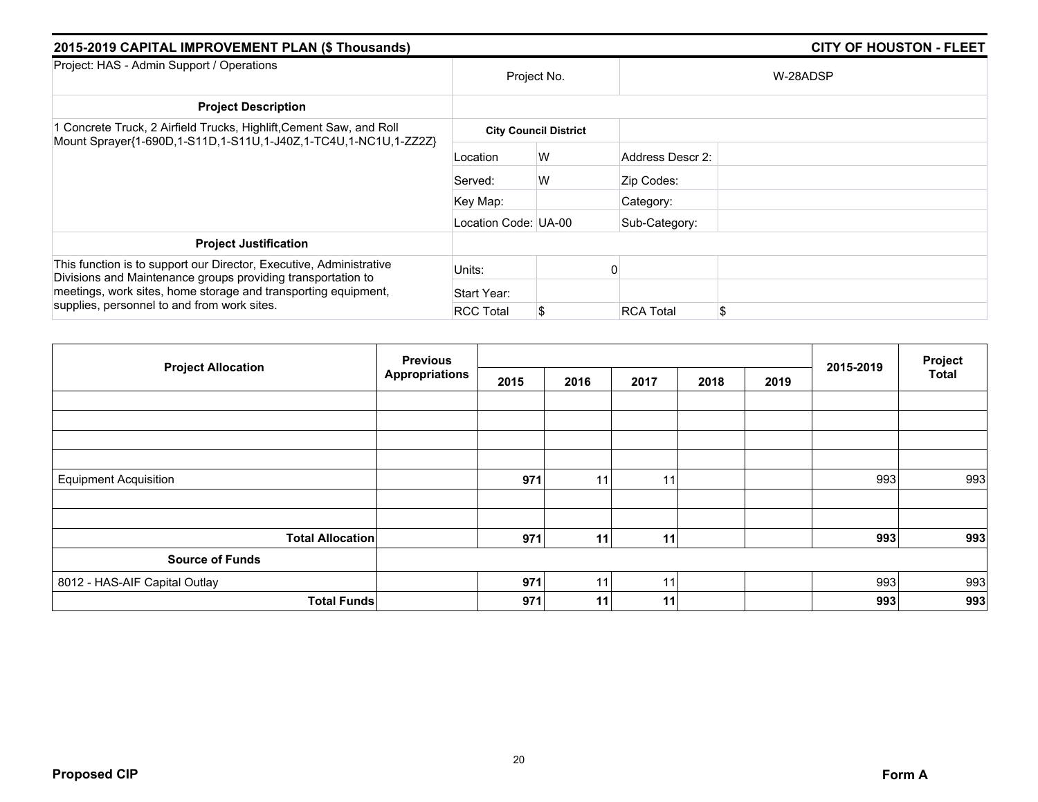## 2015-2019 CAPITAL IMPROVEMENT PLAN ($ Thousands) — CITY OF HOUSTON - FLEET

| Project: HAS - Admin Support / Operations | Project No. | | W-28ADSP | |
|---|---|---|---|---|
| **Project Description** | | | | |
| 1 Concrete Truck, 2 Airfield Trucks, Highlift,Cement Saw, and Roll Mount Sprayer{1-690D,1-S11D,1-S11U,1-J40Z,1-TC4U,1-NC1U,1-ZZ2Z} | **City Council District** | | | |
| | Location | W | Address Descr 2: | |
| | Served: | W | Zip Codes: | |
| | Key Map: | | Category: | |
| | Location Code: UA-00 | | Sub-Category: | |
| **Project Justification** | | | | |
| This function is to support our Director, Executive, Administrative Divisions and Maintenance groups providing transportation to meetings, work sites, home storage and transporting equipment, supplies, personnel to and from work sites. | Units: | 0 | | |
| | Start Year: | | | |
| | RCC Total | $ | RCA Total | $ |

| Project Allocation | Previous Appropriations | 2015 | 2016 | 2017 | 2018 | 2019 | 2015-2019 | Project Total |
|---|---|---|---|---|---|---|---|---|
| Equipment Acquisition | | **971** | 11 | 11 | | | 993 | 993 |
| **Total Allocation** | | **971** | **11** | **11** | | | **993** | **993** |
| **Source of Funds** | | | | | | | | |
| 8012 - HAS-AIF Capital Outlay | | **971** | 11 | 11 | | | 993 | 993 |
| **Total Funds** | | **971** | **11** | **11** | | | **993** | **993** |

**Proposed CIP** — **Form A**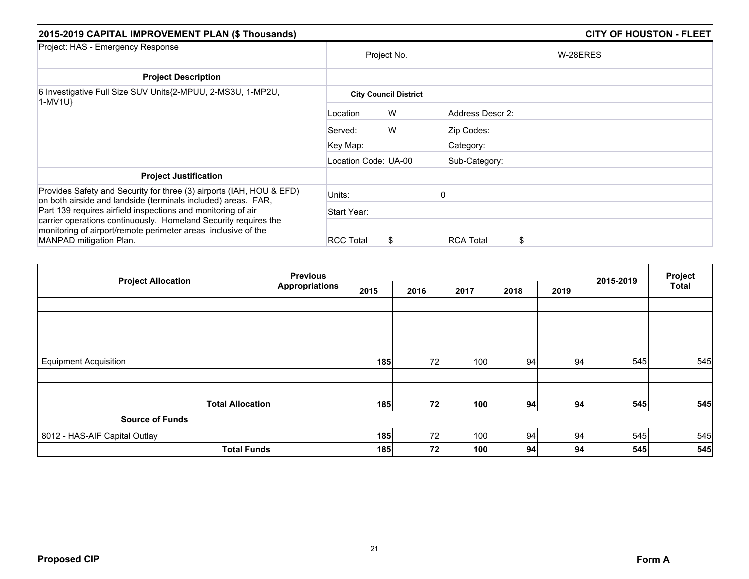## 2015-2019 CAPITAL IMPROVEMENT PLAN ($ Thousands) — CITY OF HOUSTON - FLEET

| Project: HAS - Emergency Response | Project No. | | W-28ERES | |
|---|---|---|---|---|
| **Project Description** | | | | |
| 6 Investigative Full Size SUV Units{2-MPUU, 2-MS3U, 1-MP2U, 1-MV1U} | **City Council District** | | | |
| | Location | W | Address Descr 2: | |
| | Served: | W | Zip Codes: | |
| | Key Map: | | Category: | |
| | Location Code: | UA-00 | Sub-Category: | |
| **Project Justification** | | | | |
| Provides Safety and Security for three (3) airports (IAH, HOU & EFD) on both airside and landside (terminals included) areas. FAR, Part 139 requires airfield inspections and monitoring of air carrier operations continuously. Homeland Security requires the monitoring of airport/remote perimeter areas inclusive of the MANPAD mitigation Plan. | Units: | 0 | | |
| | Start Year: | | | |
| | RCC Total | $ | RCA Total | $ |

| Project Allocation | Previous Appropriations | 2015 | 2016 | 2017 | 2018 | 2019 | 2015-2019 | Project Total |
|---|---|---|---|---|---|---|---|---|
| Equipment Acquisition | | **185** | 72 | 100 | 94 | 94 | 545 | 545 |
| **Total Allocation** | | **185** | **72** | **100** | **94** | **94** | **545** | **545** |
| **Source of Funds** | | | | | | | | |
| 8012 - HAS-AIF Capital Outlay | | **185** | 72 | 100 | 94 | 94 | 545 | 545 |
| **Total Funds** | | **185** | **72** | **100** | **94** | **94** | **545** | **545** |

**Proposed CIP** — **Form A**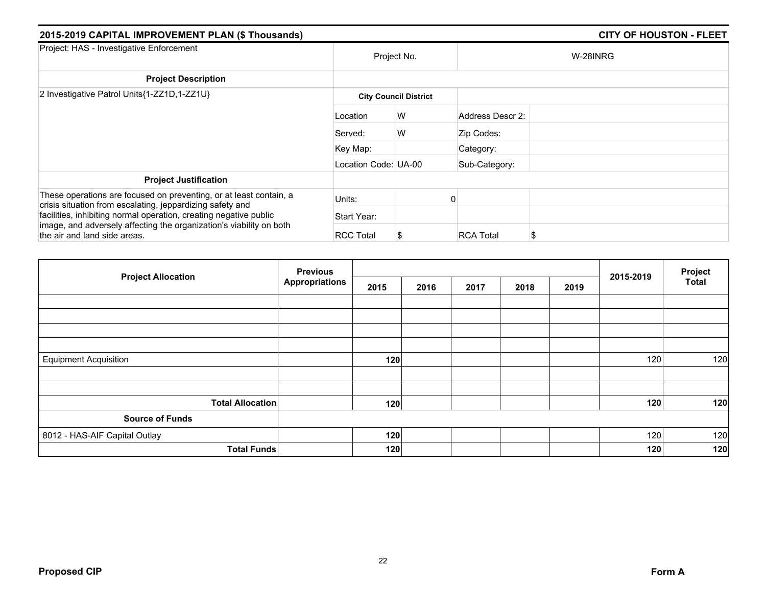## 2015-2019 CAPITAL IMPROVEMENT PLAN ($ Thousands) — CITY OF HOUSTON - FLEET

| Project: HAS - Investigative Enforcement | Project No. | | W-28INRG | |
|---|---|---|---|---|
| **Project Description** | | | | |
| 2 Investigative Patrol Units{1-ZZ1D,1-ZZ1U} | **City Council District** | | | |
| | Location | W | Address Descr 2: | |
| | Served: | W | Zip Codes: | |
| | Key Map: | | Category: | |
| | Location Code: | UA-00 | Sub-Category: | |
| **Project Justification** | | | | |
| These operations are focused on preventing, or at least contain, a crisis situation from escalating, jeppardizing safety and facilities, inhibiting normal operation, creating negative public image, and adversely affecting the organization's viability on both the air and land side areas. | Units: | 0 | | |
| | Start Year: | | | |
| | RCC Total | $ | RCA Total | $ |

| Project Allocation | Previous Appropriations | 2015 | 2016 | 2017 | 2018 | 2019 | 2015-2019 | Project Total |
|---|---|---|---|---|---|---|---|---|
| | | | | | | | | |
| | | | | | | | | |
| | | | | | | | | |
| | | | | | | | | |
| Equipment Acquisition | | **120** | | | | | 120 | 120 |
| | | | | | | | | |
| | | | | | | | | |
| **Total Allocation** | | **120** | | | | | **120** | **120** |
| **Source of Funds** | | | | | | | | |
| 8012 - HAS-AIF Capital Outlay | | **120** | | | | | 120 | 120 |
| **Total Funds** | | **120** | | | | | **120** | **120** |

**Proposed CIP** — **Form A**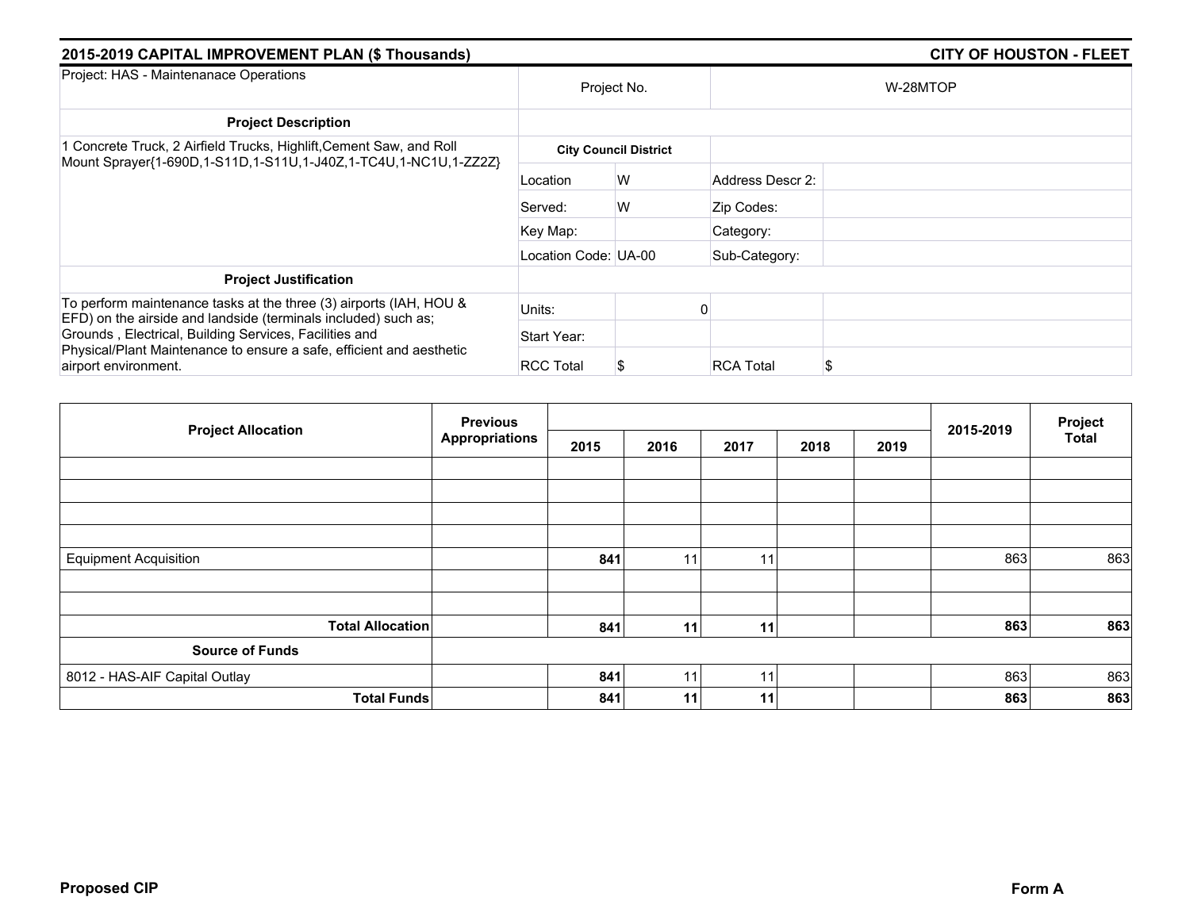## 2015-2019 CAPITAL IMPROVEMENT PLAN ($ Thousands)

## CITY OF HOUSTON - FLEET

| Project: HAS - Maintenanace Operations | Project No. | | W-28MTOP | |
|---|---|---|---|---|
| **Project Description** | | | | |
| 1 Concrete Truck, 2 Airfield Trucks, Highlift,Cement Saw, and Roll Mount Sprayer{1-690D,1-S11D,1-S11U,1-J40Z,1-TC4U,1-NC1U,1-ZZ2Z} | **City Council District** | | | |
| | Location | W | Address Descr 2: | |
| | Served: | W | Zip Codes: | |
| | Key Map: | | Category: | |
| | Location Code: | UA-00 | Sub-Category: | |
| **Project Justification** | | | | |
| To perform maintenance tasks at the three (3) airports (IAH, HOU & EFD) on the airside and landside (terminals included) such as; Grounds , Electrical, Building Services, Facilities and Physical/Plant Maintenance to ensure a safe, efficient and aesthetic airport environment. | Units: | 0 | | |
| | Start Year: | | | |
| | RCC Total | $ | RCA Total | $ |

| Project Allocation | Previous Appropriations | 2015 | 2016 | 2017 | 2018 | 2019 | 2015-2019 | Project Total |
|---|---|---|---|---|---|---|---|---|
| Equipment Acquisition | | **841** | 11 | 11 | | | 863 | 863 |
| **Total Allocation** | | **841** | **11** | **11** | | | **863** | **863** |
| **Source of Funds** | | | | | | | | |
| 8012 - HAS-AIF Capital Outlay | | **841** | 11 | 11 | | | 863 | 863 |
| **Total Funds** | | **841** | **11** | **11** | | | **863** | **863** |

**Proposed CIP** **Form A**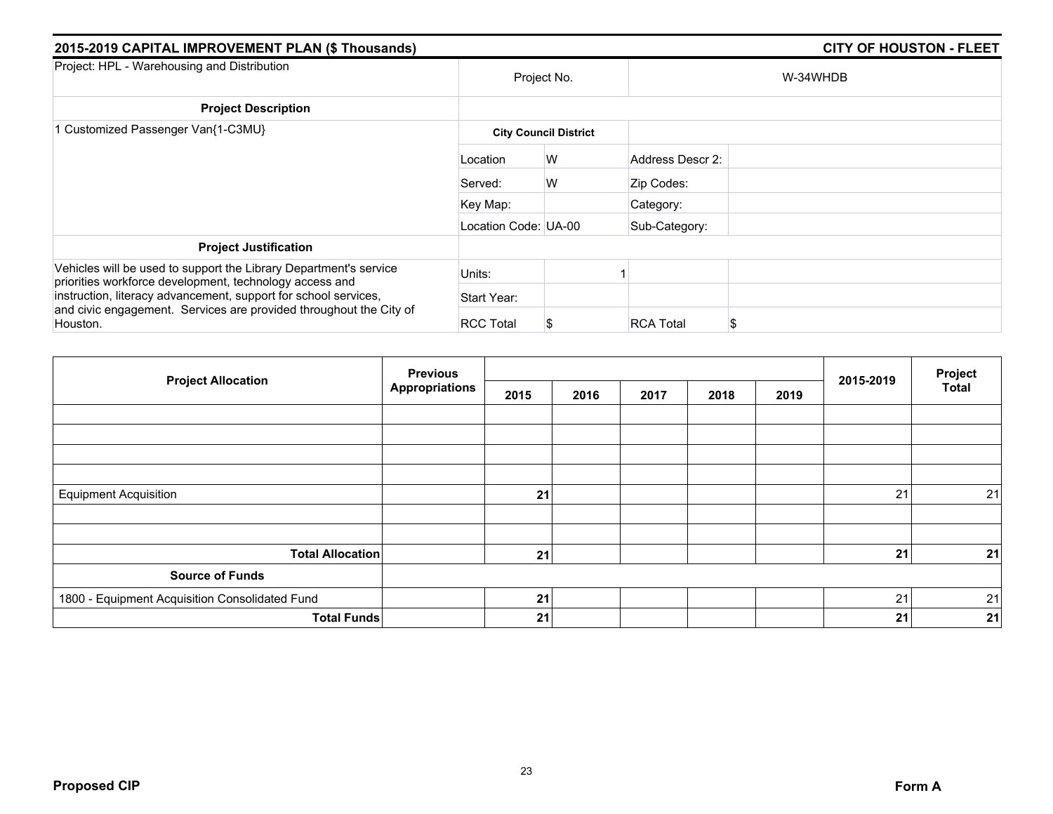## 2015-2019 CAPITAL IMPROVEMENT PLAN ($ Thousands) — CITY OF HOUSTON - FLEET

| Project: HPL - Warehousing and Distribution | Project No. | | W-34WHDB | |
|---|---|---|---|---|
| **Project Description** | | | | |
| 1 Customized Passenger Van{1-C3MU} | **City Council District** | | | |
| | Location | W | Address Descr 2: | |
| | Served: | W | Zip Codes: | |
| | Key Map: | | Category: | |
| | Location Code: UA-00 | | Sub-Category: | |
| **Project Justification** | | | | |
| Vehicles will be used to support the Library Department's service priorities workforce development, technology access and instruction, literacy advancement, support for school services, and civic engagement. Services are provided throughout the City of Houston. | Units: | 1 | | |
| | Start Year: | | | |
| | RCC Total | $ | RCA Total | $ |

| Project Allocation | Previous Appropriations | 2015 | 2016 | 2017 | 2018 | 2019 | 2015-2019 | Project Total |
|---|---|---|---|---|---|---|---|---|
| | | | | | | | | |
| | | | | | | | | |
| | | | | | | | | |
| | | | | | | | | |
| Equipment Acquisition | | **21** | | | | | 21 | 21 |
| | | | | | | | | |
| | | | | | | | | |
| **Total Allocation** | | **21** | | | | | **21** | **21** |
| **Source of Funds** | | | | | | | | |
| 1800 - Equipment Acquisition Consolidated Fund | | **21** | | | | | 21 | 21 |
| **Total Funds** | | **21** | | | | | **21** | **21** |

**Proposed CIP** — **Form A**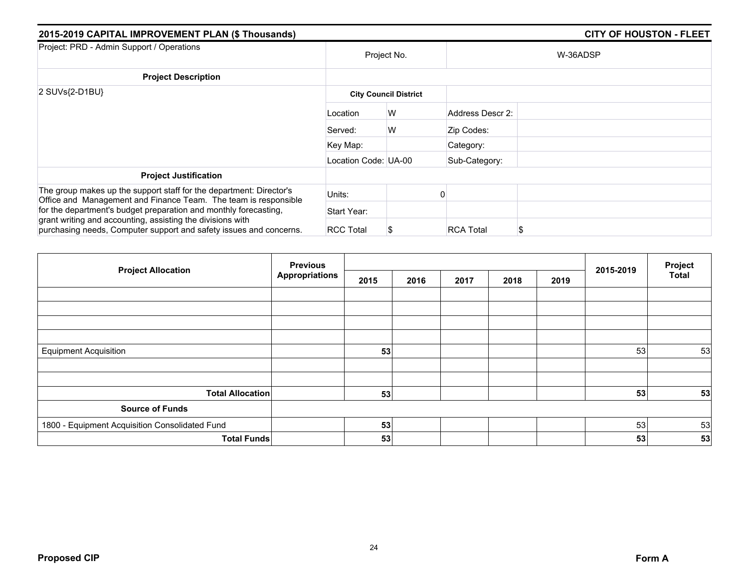## 2015-2019 CAPITAL IMPROVEMENT PLAN ($ Thousands) — CITY OF HOUSTON - FLEET

| Project: PRD - Admin Support / Operations | Project No. | | W-36ADSP | |
|---|---|---|---|---|
| **Project Description** | | | | |
| 2 SUVs{2-D1BU} | **City Council District** | | | |
| | Location | W | Address Descr 2: | |
| | Served: | W | Zip Codes: | |
| | Key Map: | | Category: | |
| | Location Code: | UA-00 | Sub-Category: | |
| **Project Justification** | | | | |
| The group makes up the support staff for the department: Director's Office and Management and Finance Team. The team is responsible for the department's budget preparation and monthly forecasting, grant writing and accounting, assisting the divisions with purchasing needs, Computer support and safety issues and concerns. | Units: | 0 | | |
| | Start Year: | | | |
| | RCC Total | $ | RCA Total | $ |

| Project Allocation | Previous Appropriations | 2015 | 2016 | 2017 | 2018 | 2019 | 2015-2019 | Project Total |
|---|---|---|---|---|---|---|---|---|
| | | | | | | | | |
| | | | | | | | | |
| | | | | | | | | |
| | | | | | | | | |
| Equipment Acquisition | | **53** | | | | | 53 | 53 |
| | | | | | | | | |
| | | | | | | | | |
| **Total Allocation** | | **53** | | | | | **53** | **53** |
| **Source of Funds** | | | | | | | | |
| 1800 - Equipment Acquisition Consolidated Fund | | **53** | | | | | 53 | 53 |
| **Total Funds** | | **53** | | | | | **53** | **53** |

**Proposed CIP** — **Form A**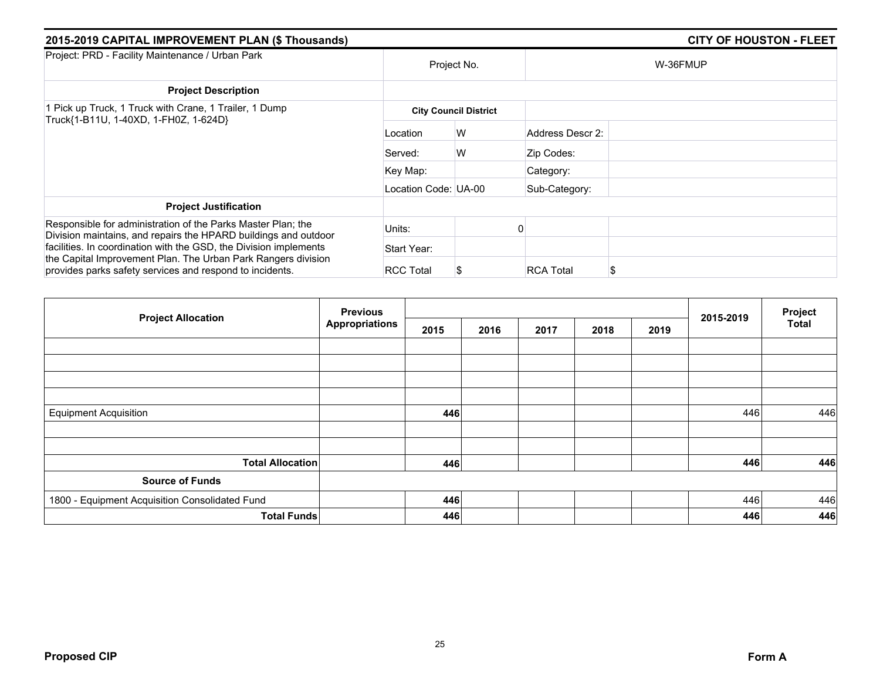## 2015-2019 CAPITAL IMPROVEMENT PLAN ($ Thousands) — CITY OF HOUSTON - FLEET

| Project: PRD - Facility Maintenance / Urban Park | Project No. | | W-36FMUP | |
|---|---|---|---|---|
| **Project Description** | | | | |
| 1 Pick up Truck, 1 Truck with Crane, 1 Trailer, 1 Dump Truck{1-B11U, 1-40XD, 1-FH0Z, 1-624D} | **City Council District** | | | |
| | Location | W | Address Descr 2: | |
| | Served: | W | Zip Codes: | |
| | Key Map: | | Category: | |
| | Location Code: UA-00 | | Sub-Category: | |
| **Project Justification** | | | | |
| Responsible for administration of the Parks Master Plan; the Division maintains, and repairs the HPARD buildings and outdoor facilities. In coordination with the GSD, the Division implements the Capital Improvement Plan. The Urban Park Rangers division provides parks safety services and respond to incidents. | Units: | 0 | | |
| | Start Year: | | | |
| | RCC Total | $ | RCA Total | $ |

| Project Allocation | Previous Appropriations | 2015 | 2016 | 2017 | 2018 | 2019 | 2015-2019 | Project Total |
|---|---|---|---|---|---|---|---|---|
| | | | | | | | | |
| | | | | | | | | |
| | | | | | | | | |
| | | | | | | | | |
| Equipment Acquisition | | **446** | | | | | 446 | 446 |
| | | | | | | | | |
| | | | | | | | | |
| **Total Allocation** | | **446** | | | | | **446** | **446** |
| **Source of Funds** | | | | | | | | |
| 1800 - Equipment Acquisition Consolidated Fund | | **446** | | | | | 446 | 446 |
| **Total Funds** | | **446** | | | | | **446** | **446** |

**Proposed CIP** — **Form A**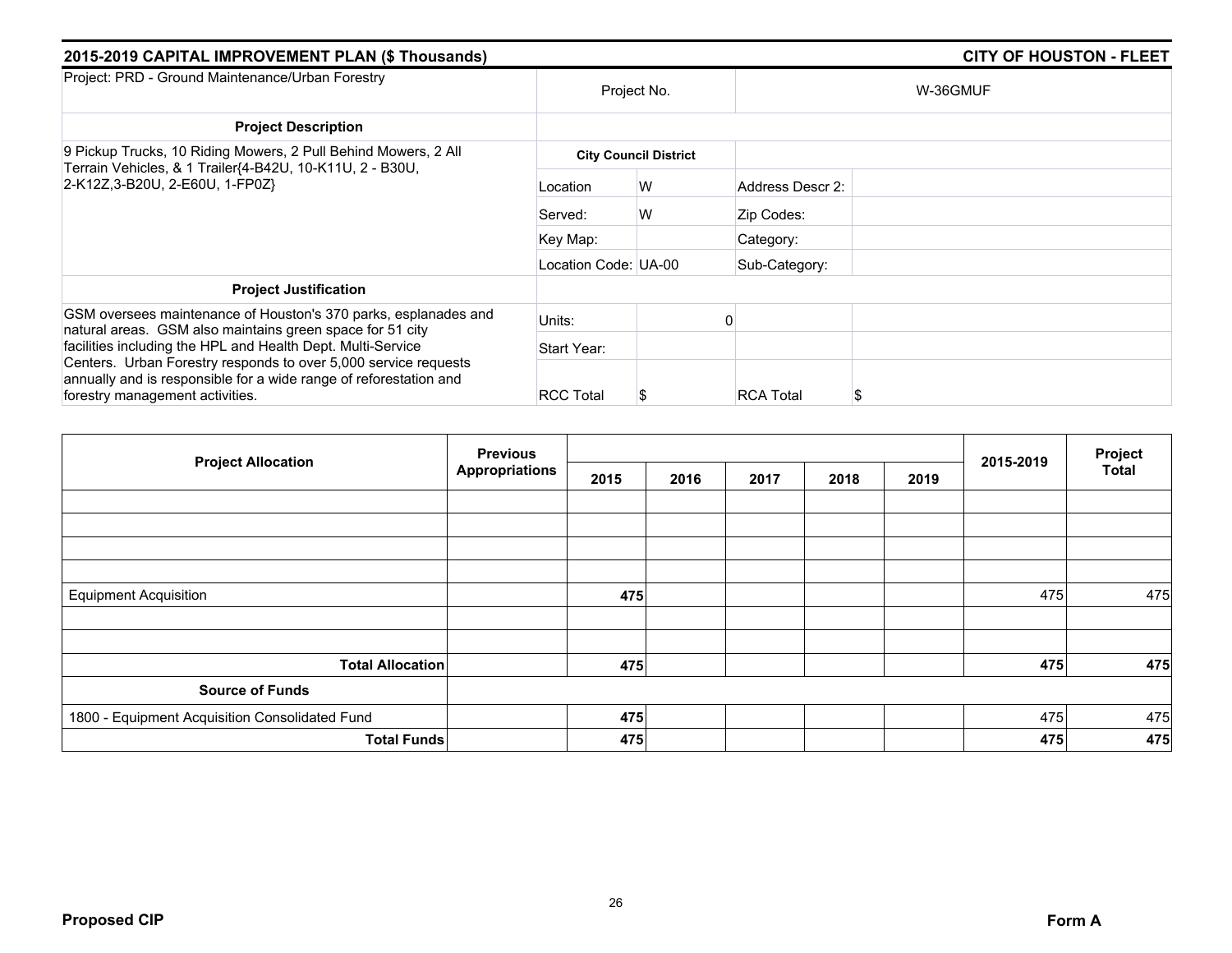## 2015-2019 CAPITAL IMPROVEMENT PLAN ($ Thousands) — CITY OF HOUSTON - FLEET

| Project: PRD - Ground Maintenance/Urban Forestry | Project No. | | W-36GMUF | |
|---|---|---|---|---|
| **Project Description** | | | | |
| 9 Pickup Trucks, 10 Riding Mowers, 2 Pull Behind Mowers, 2 All Terrain Vehicles, & 1 Trailer{4-B42U, 10-K11U, 2 - B30U, 2-K12Z,3-B20U, 2-E60U, 1-FP0Z} | **City Council District** | | | |
| | Location | W | Address Descr 2: | |
| | Served: | W | Zip Codes: | |
| | Key Map: | | Category: | |
| | Location Code: UA-00 | | Sub-Category: | |
| **Project Justification** | | | | |
| GSM oversees maintenance of Houston's 370 parks, esplanades and natural areas. GSM also maintains green space for 51 city facilities including the HPL and Health Dept. Multi-Service Centers. Urban Forestry responds to over 5,000 service requests annually and is responsible for a wide range of reforestation and forestry management activities. | Units: | 0 | | |
| | Start Year: | | | |
| | RCC Total | $ | RCA Total | $ |

| Project Allocation | Previous Appropriations | 2015 | 2016 | 2017 | 2018 | 2019 | 2015-2019 | Project Total |
|---|---|---|---|---|---|---|---|---|
| Equipment Acquisition | | 475 | | | | | 475 | 475 |
| **Total Allocation** | | **475** | | | | | **475** | **475** |
| **Source of Funds** | | | | | | | | |
| 1800 - Equipment Acquisition Consolidated Fund | | 475 | | | | | 475 | 475 |
| **Total Funds** | | **475** | | | | | **475** | **475** |

**Proposed CIP** — **Form A**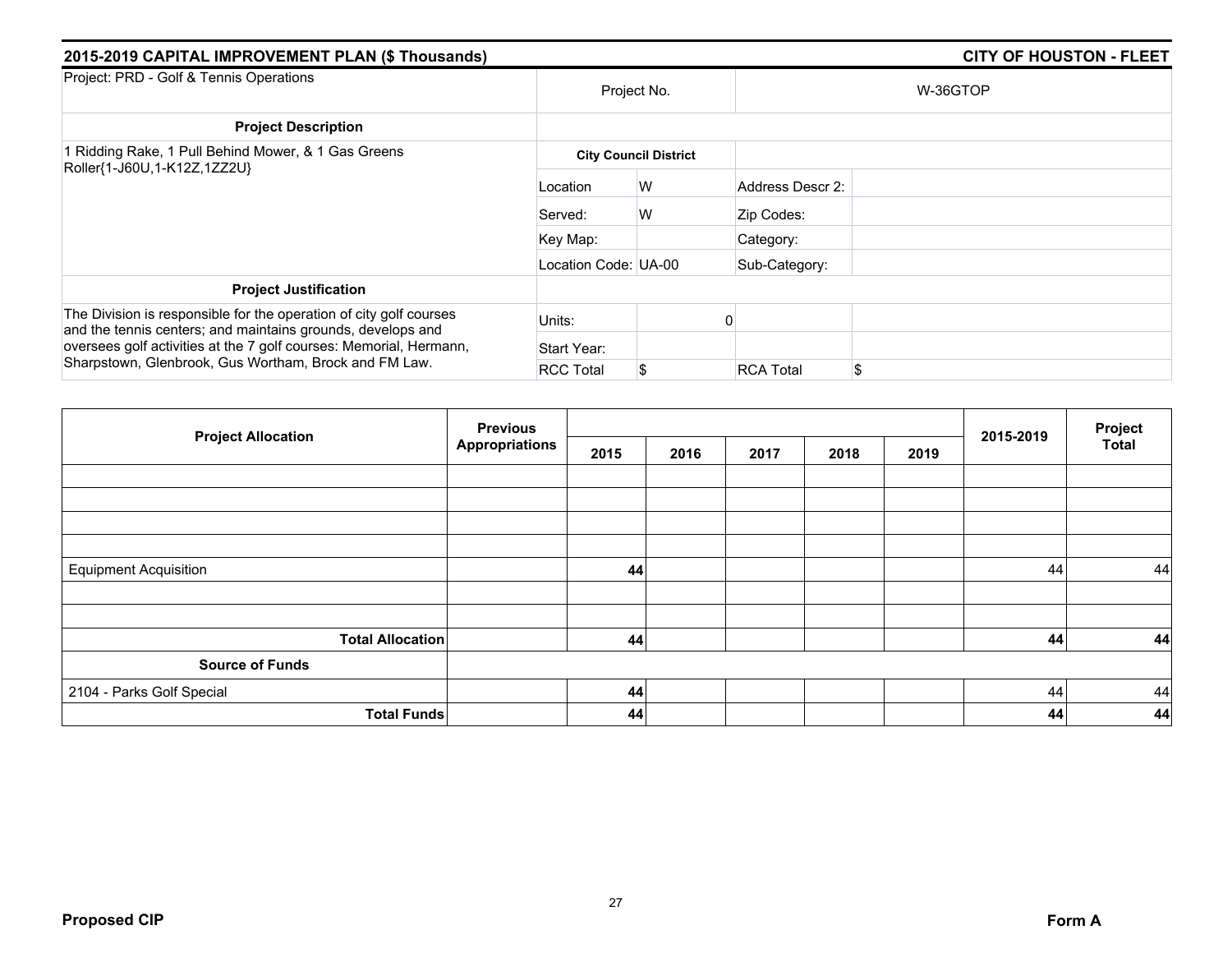## 2015-2019 CAPITAL IMPROVEMENT PLAN ($ Thousands) — CITY OF HOUSTON - FLEET

| Project: PRD - Golf & Tennis Operations | Project No. | | W-36GTOP | |
|---|---|---|---|---|
| **Project Description** | | | | |
| 1 Ridding Rake, 1 Pull Behind Mower, & 1 Gas Greens Roller{1-J60U,1-K12Z,1ZZ2U} | **City Council District** | | | |
| | Location | W | Address Descr 2: | |
| | Served: | W | Zip Codes: | |
| | Key Map: | | Category: | |
| | Location Code: UA-00 | | Sub-Category: | |
| **Project Justification** | | | | |
| The Division is responsible for the operation of city golf courses and the tennis centers; and maintains grounds, develops and oversees golf activities at the 7 golf courses: Memorial, Hermann, Sharpstown, Glenbrook, Gus Wortham, Brock and FM Law. | Units: | 0 | | |
| | Start Year: | | | |
| | RCC Total | $ | RCA Total | $ |

| Project Allocation | Previous Appropriations | 2015 | 2016 | 2017 | 2018 | 2019 | 2015-2019 | Project Total |
|---|---|---|---|---|---|---|---|---|
| | | | | | | | | |
| | | | | | | | | |
| | | | | | | | | |
| | | | | | | | | |
| Equipment Acquisition | | **44** | | | | | 44 | 44 |
| | | | | | | | | |
| | | | | | | | | |
| **Total Allocation** | | **44** | | | | | **44** | **44** |
| **Source of Funds** | | | | | | | | |
| 2104 - Parks Golf Special | | **44** | | | | | 44 | 44 |
| **Total Funds** | | **44** | | | | | **44** | **44** |

**Proposed CIP** — **Form A**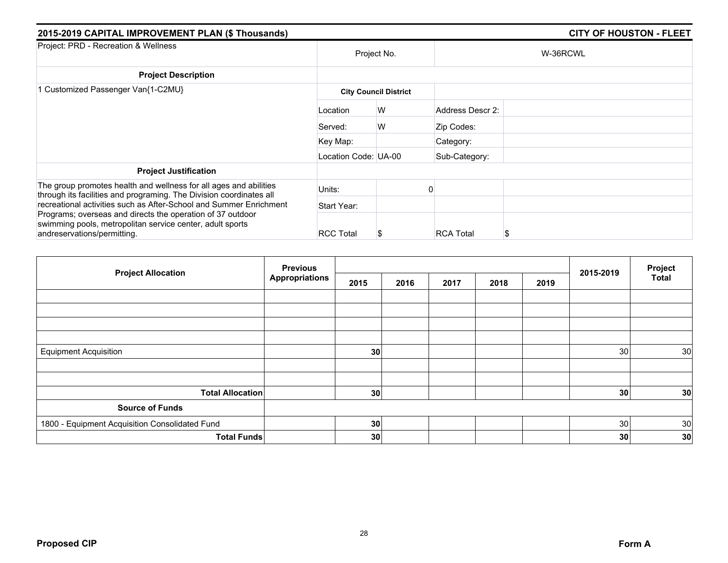## 2015-2019 CAPITAL IMPROVEMENT PLAN ($ Thousands) — CITY OF HOUSTON - FLEET

| Project: PRD - Recreation & Wellness | Project No. | | W-36RCWL | |
|---|---|---|---|---|
| **Project Description** | | | | |
| 1 Customized Passenger Van{1-C2MU} | **City Council District** | | | |
| | Location | W | Address Descr 2: | |
| | Served: | W | Zip Codes: | |
| | Key Map: | | Category: | |
| | Location Code: UA-00 | | Sub-Category: | |
| **Project Justification** | | | | |
| The group promotes health and wellness for all ages and abilities through its facilities and programing. The Division coordinates all recreational activities such as After-School and Summer Enrichment Programs; overseas and directs the operation of 37 outdoor swimming pools, metropolitan service center, adult sports andreservations/permitting. | Units: | 0 | | |
| | Start Year: | | | |
| | RCC Total | $ | RCA Total | $ |

| Project Allocation | Previous Appropriations | 2015 | 2016 | 2017 | 2018 | 2019 | 2015-2019 | Project Total |
|---|---|---|---|---|---|---|---|---|
| Equipment Acquisition | | **30** | | | | | 30 | 30 |
| **Total Allocation** | | **30** | | | | | **30** | **30** |
| **Source of Funds** | | | | | | | | |
| 1800 - Equipment Acquisition Consolidated Fund | | **30** | | | | | 30 | 30 |
| **Total Funds** | | **30** | | | | | **30** | **30** |

**Proposed CIP** — **Form A**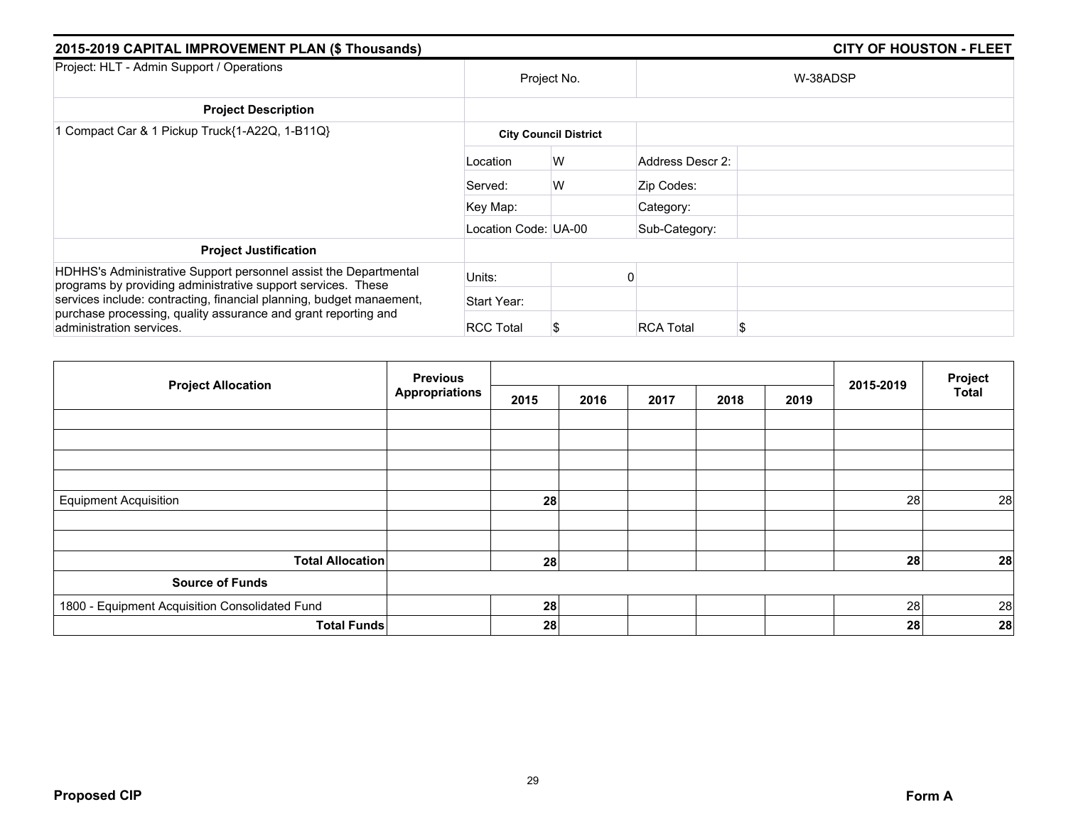## 2015-2019 CAPITAL IMPROVEMENT PLAN ($ Thousands) — CITY OF HOUSTON - FLEET

| Project: HLT - Admin Support / Operations | Project No. | | W-38ADSP | |
|---|---|---|---|---|
| **Project Description** | | | | |
| 1 Compact Car & 1 Pickup Truck{1-A22Q, 1-B11Q} | **City Council District** | | | |
| | Location | W | Address Descr 2: | |
| | Served: | W | Zip Codes: | |
| | Key Map: | | Category: | |
| | Location Code: UA-00 | | Sub-Category: | |
| **Project Justification** | | | | |
| HDHHS's Administrative Support personnel assist the Departmental programs by providing administrative support services. These services include: contracting, financial planning, budget manaement, purchase processing, quality assurance and grant reporting and administration services. | Units: | 0 | | |
| | Start Year: | | | |
| | RCC Total | $ | RCA Total | $ |

| Project Allocation | Previous Appropriations | 2015 | 2016 | 2017 | 2018 | 2019 | 2015-2019 | Project Total |
|---|---|---|---|---|---|---|---|---|
| Equipment Acquisition | | **28** | | | | | 28 | 28 |
| **Total Allocation** | | **28** | | | | | **28** | **28** |
| **Source of Funds** | | | | | | | | |
| 1800 - Equipment Acquisition Consolidated Fund | | **28** | | | | | 28 | 28 |
| **Total Funds** | | **28** | | | | | **28** | **28** |

**Proposed CIP** — **Form A**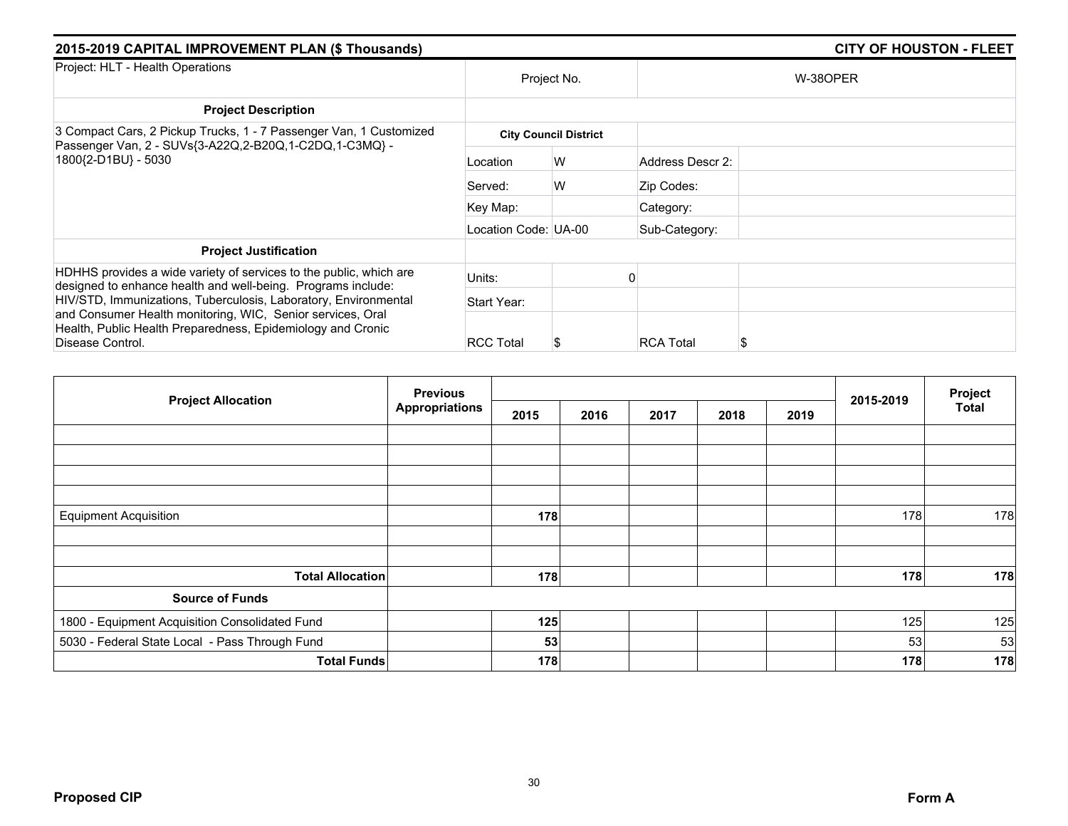## 2015-2019 CAPITAL IMPROVEMENT PLAN ($ Thousands) — CITY OF HOUSTON - FLEET

| Project: HLT - Health Operations | Project No. | | W-38OPER | |
|---|---|---|---|---|
| **Project Description** | | | | |
| 3 Compact Cars, 2 Pickup Trucks, 1 - 7 Passenger Van, 1 Customized Passenger Van, 2 - SUVs{3-A22Q,2-B20Q,1-C2DQ,1-C3MQ} - 1800{2-D1BU} - 5030 | **City Council District** | | | |
| | Location | W | Address Descr 2: | |
| | Served: | W | Zip Codes: | |
| | Key Map: | | Category: | |
| | Location Code: UA-00 | | Sub-Category: | |
| **Project Justification** | | | | |
| HDHHS provides a wide variety of services to the public, which are designed to enhance health and well-being. Programs include: HIV/STD, Immunizations, Tuberculosis, Laboratory, Environmental and Consumer Health monitoring, WIC, Senior services, Oral Health, Public Health Preparedness, Epidemiology and Cronic Disease Control. | Units: | 0 | | |
| | Start Year: | | | |
| | RCC Total | $ | RCA Total | $ |

| Project Allocation | Previous Appropriations | 2015 | 2016 | 2017 | 2018 | 2019 | 2015-2019 | Project Total |
|---|---|---|---|---|---|---|---|---|
| Equipment Acquisition | | **178** | | | | | 178 | 178 |
| **Total Allocation** | | **178** | | | | | **178** | **178** |
| **Source of Funds** | | | | | | | | |
| 1800 - Equipment Acquisition Consolidated Fund | | **125** | | | | | 125 | 125 |
| 5030 - Federal State Local - Pass Through Fund | | **53** | | | | | 53 | 53 |
| **Total Funds** | | **178** | | | | | **178** | **178** |

**Proposed CIP** — **Form A**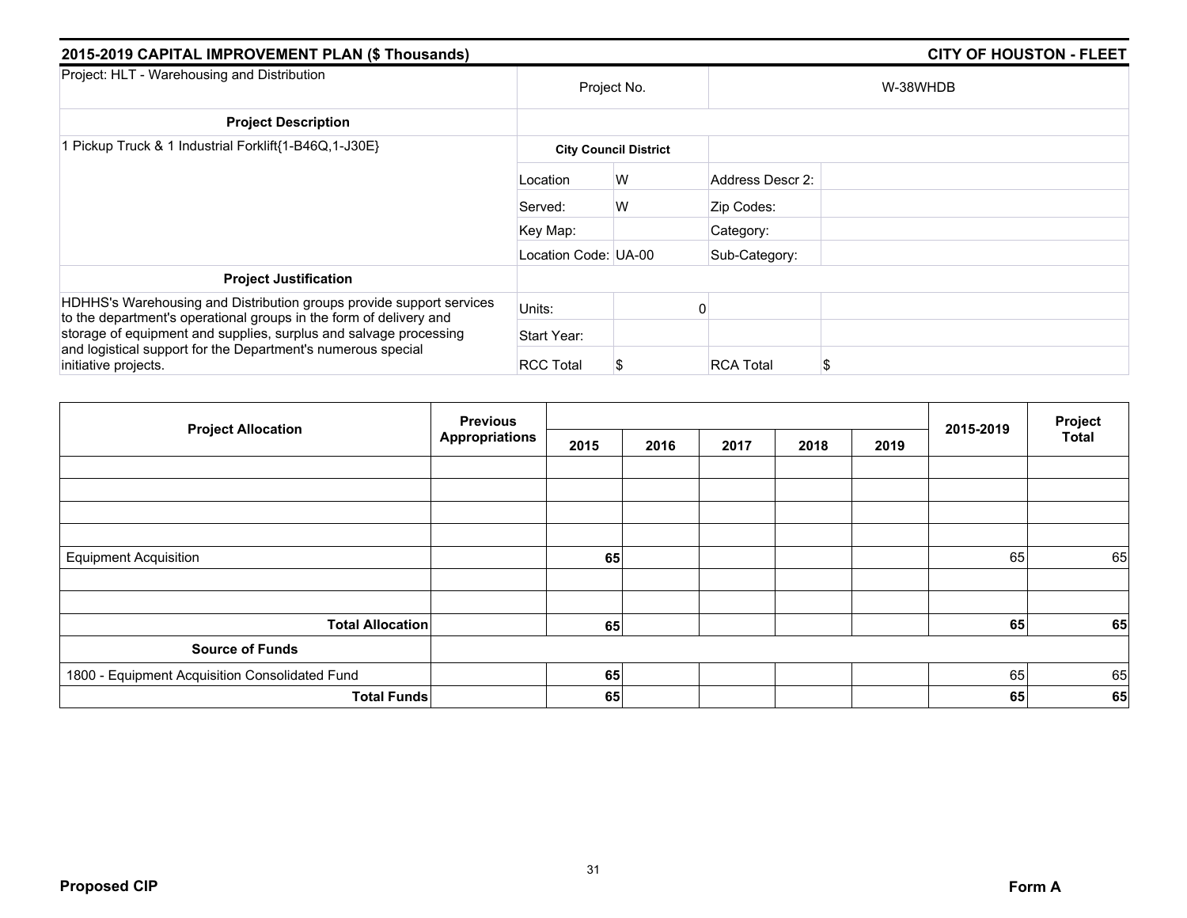## 2015-2019 CAPITAL IMPROVEMENT PLAN ($ Thousands) — CITY OF HOUSTON - FLEET

| Project: HLT - Warehousing and Distribution | Project No. | | W-38WHDB | |
|---|---|---|---|---|
| **Project Description** | | | | |
| 1 Pickup Truck & 1 Industrial Forklift{1-B46Q,1-J30E} | **City Council District** | | | |
| | Location | W | Address Descr 2: | |
| | Served: | W | Zip Codes: | |
| | Key Map: | | Category: | |
| | Location Code: UA-00 | | Sub-Category: | |
| **Project Justification** | | | | |
| HDHHS's Warehousing and Distribution groups provide support services to the department's operational groups in the form of delivery and storage of equipment and supplies, surplus and salvage processing and logistical support for the Department's numerous special initiative projects. | Units: | 0 | | |
| | Start Year: | | | |
| | RCC Total | $ | RCA Total | $ |

| Project Allocation | Previous Appropriations | 2015 | 2016 | 2017 | 2018 | 2019 | 2015-2019 | Project Total |
|---|---|---|---|---|---|---|---|---|
| | | | | | | | | |
| | | | | | | | | |
| | | | | | | | | |
| | | | | | | | | |
| Equipment Acquisition | | **65** | | | | | 65 | 65 |
| | | | | | | | | |
| | | | | | | | | |
| **Total Allocation** | | **65** | | | | | **65** | **65** |
| **Source of Funds** | | | | | | | | |
| 1800 - Equipment Acquisition Consolidated Fund | | **65** | | | | | 65 | 65 |
| **Total Funds** | | **65** | | | | | **65** | **65** |

**Proposed CIP** — **Form A**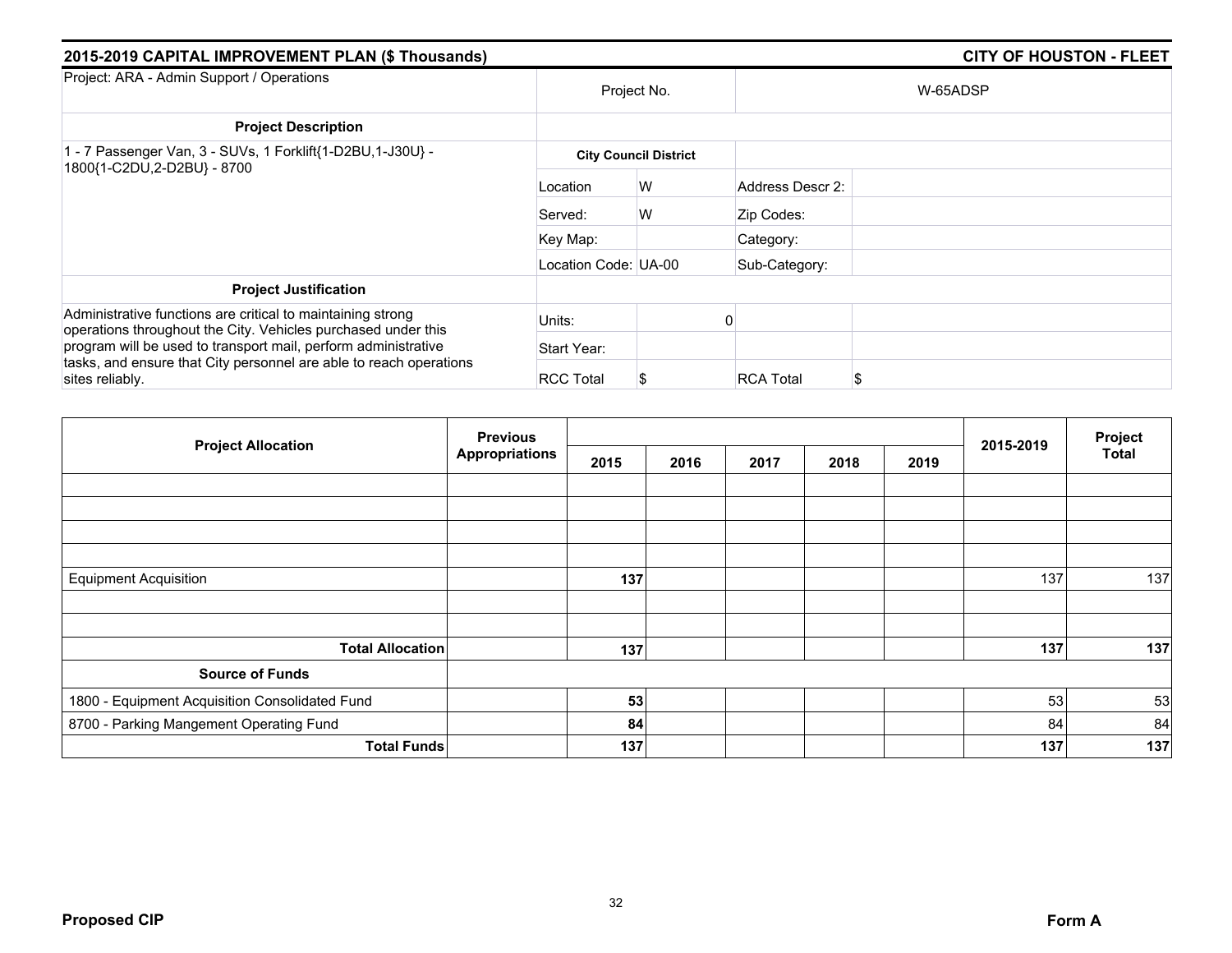## 2015-2019 CAPITAL IMPROVEMENT PLAN ($ Thousands) — CITY OF HOUSTON - FLEET

| Project: ARA - Admin Support / Operations | Project No. | | W-65ADSP | |
|---|---|---|---|---|
| **Project Description** | | | | |
| 1 - 7 Passenger Van, 3 - SUVs, 1 Forklift{1-D2BU,1-J30U} - 1800{1-C2DU,2-D2BU} - 8700 | **City Council District** | | | |
| | Location | W | Address Descr 2: | |
| | Served: | W | Zip Codes: | |
| | Key Map: | | Category: | |
| | Location Code: UA-00 | | Sub-Category: | |
| **Project Justification** | | | | |
| Administrative functions are critical to maintaining strong operations throughout the City. Vehicles purchased under this program will be used to transport mail, perform administrative tasks, and ensure that City personnel are able to reach operations sites reliably. | Units: | 0 | | |
| | Start Year: | | | |
| | RCC Total | $ | RCA Total | $ |

| Project Allocation | Previous Appropriations | 2015 | 2016 | 2017 | 2018 | 2019 | 2015-2019 | Project Total |
|---|---|---|---|---|---|---|---|---|
| | | | | | | | | |
| | | | | | | | | |
| | | | | | | | | |
| | | | | | | | | |
| Equipment Acquisition | | **137** | | | | | 137 | 137 |
| | | | | | | | | |
| | | | | | | | | |
| **Total Allocation** | | **137** | | | | | **137** | **137** |
| **Source of Funds** | | | | | | | | |
| 1800 - Equipment Acquisition Consolidated Fund | | **53** | | | | | 53 | 53 |
| 8700 - Parking Mangement Operating Fund | | **84** | | | | | 84 | 84 |
| **Total Funds** | | **137** | | | | | **137** | **137** |

**Proposed CIP** — **Form A**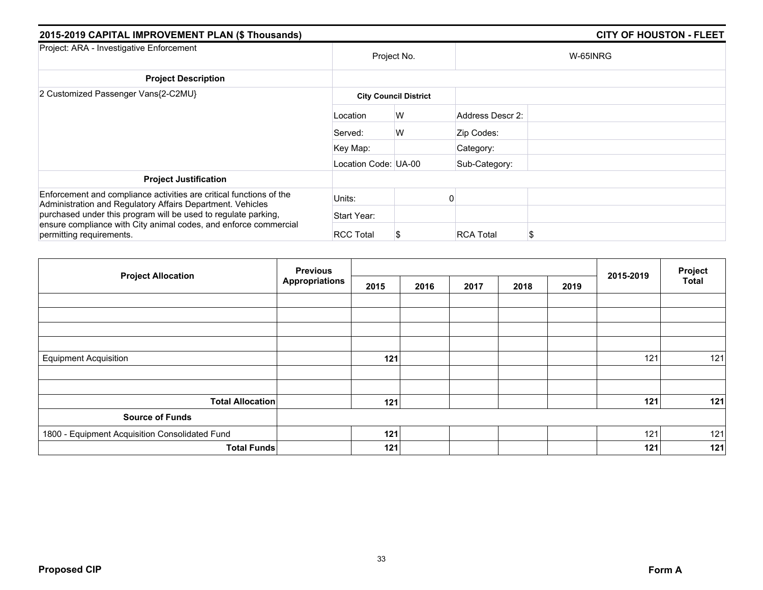## 2015-2019 CAPITAL IMPROVEMENT PLAN ($ Thousands) — CITY OF HOUSTON - FLEET

| Project: ARA - Investigative Enforcement | Project No. | | W-65INRG | |
|---|---|---|---|---|
| **Project Description** | | | | |
| 2 Customized Passenger Vans{2-C2MU} | **City Council District** | | | |
| | Location | W | Address Descr 2: | |
| | Served: | W | Zip Codes: | |
| | Key Map: | | Category: | |
| | Location Code: | UA-00 | Sub-Category: | |
| **Project Justification** | | | | |
| Enforcement and compliance activities are critical functions of the Administration and Regulatory Affairs Department. Vehicles purchased under this program will be used to regulate parking, ensure compliance with City animal codes, and enforce commercial permitting requirements. | Units: | 0 | | |
| | Start Year: | | | |
| | RCC Total | $ | RCA Total | $ |

| Project Allocation | Previous Appropriations | 2015 | 2016 | 2017 | 2018 | 2019 | 2015-2019 | Project Total |
|---|---|---|---|---|---|---|---|---|
| Equipment Acquisition | | **121** | | | | | 121 | 121 |
| **Total Allocation** | | **121** | | | | | **121** | **121** |
| **Source of Funds** | | | | | | | | |
| 1800 - Equipment Acquisition Consolidated Fund | | **121** | | | | | 121 | 121 |
| **Total Funds** | | **121** | | | | | **121** | **121** |

**Proposed CIP** — **Form A**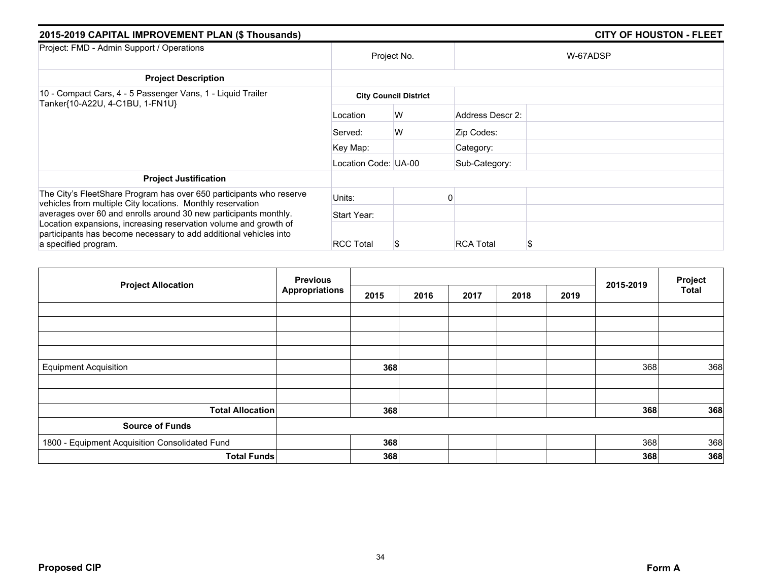## 2015-2019 CAPITAL IMPROVEMENT PLAN ($ Thousands)

## CITY OF HOUSTON - FLEET

| Project: FMD - Admin Support / Operations | Project No. | | W-67ADSP | |
|---|---|---|---|---|
| **Project Description** | | | | |
| 10 - Compact Cars, 4 - 5 Passenger Vans, 1 - Liquid Trailer Tanker{10-A22U, 4-C1BU, 1-FN1U} | **City Council District** | | | |
| | Location | W | Address Descr 2: | |
| | Served: | W | Zip Codes: | |
| | Key Map: | | Category: | |
| | Location Code: UA-00 | | Sub-Category: | |
| **Project Justification** | | | | |
| The City's FleetShare Program has over 650 participants who reserve vehicles from multiple City locations. Monthly reservation averages over 60 and enrolls around 30 new participants monthly. Location expansions, increasing reservation volume and growth of participants has become necessary to add additional vehicles into a specified program. | Units: | 0 | | |
| | Start Year: | | | |
| | RCC Total | $ | RCA Total | $ |

| Project Allocation | Previous Appropriations | 2015 | 2016 | 2017 | 2018 | 2019 | 2015-2019 | Project Total |
|---|---|---|---|---|---|---|---|---|
| Equipment Acquisition | | **368** | | | | | 368 | 368 |
| **Total Allocation** | | **368** | | | | | **368** | **368** |
| **Source of Funds** | | | | | | | | |
| 1800 - Equipment Acquisition Consolidated Fund | | **368** | | | | | 368 | 368 |
| **Total Funds** | | **368** | | | | | **368** | **368** |

**Proposed CIP**

**Form A**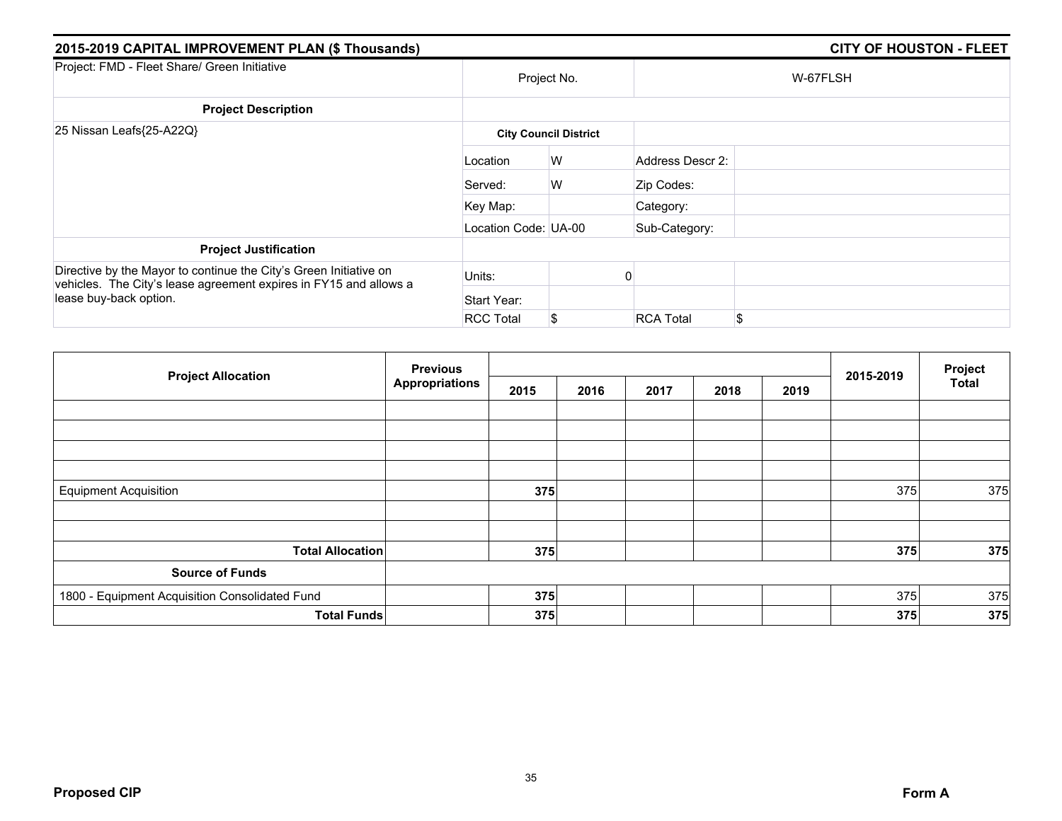## 2015-2019 CAPITAL IMPROVEMENT PLAN ($ Thousands)

**CITY OF HOUSTON - FLEET**

| Project: FMD - Fleet Share/ Green Initiative | Project No. | | W-67FLSH | |
|---|---|---|---|---|
| **Project Description** | | | | |
| 25 Nissan Leafs{25-A22Q} | **City Council District** | | | |
| | Location | W | Address Descr 2: | |
| | Served: | W | Zip Codes: | |
| | Key Map: | | Category: | |
| | Location Code: UA-00 | | Sub-Category: | |
| **Project Justification** | | | | |
| Directive by the Mayor to continue the City's Green Initiative on vehicles. The City's lease agreement expires in FY15 and allows a lease buy-back option. | Units: | 0 | | |
| | Start Year: | | | |
| | RCC Total | $ | RCA Total | $ |

| Project Allocation | Previous Appropriations | 2015 | 2016 | 2017 | 2018 | 2019 | 2015-2019 | Project Total |
|---|---|---|---|---|---|---|---|---|
| | | | | | | | | |
| | | | | | | | | |
| | | | | | | | | |
| | | | | | | | | |
| Equipment Acquisition | | **375** | | | | | 375 | 375 |
| | | | | | | | | |
| | | | | | | | | |
| **Total Allocation** | | **375** | | | | | **375** | **375** |
| **Source of Funds** | | | | | | | | |
| 1800 - Equipment Acquisition Consolidated Fund | | **375** | | | | | 375 | 375 |
| **Total Funds** | | **375** | | | | | **375** | **375** |

**Proposed CIP**

**Form A**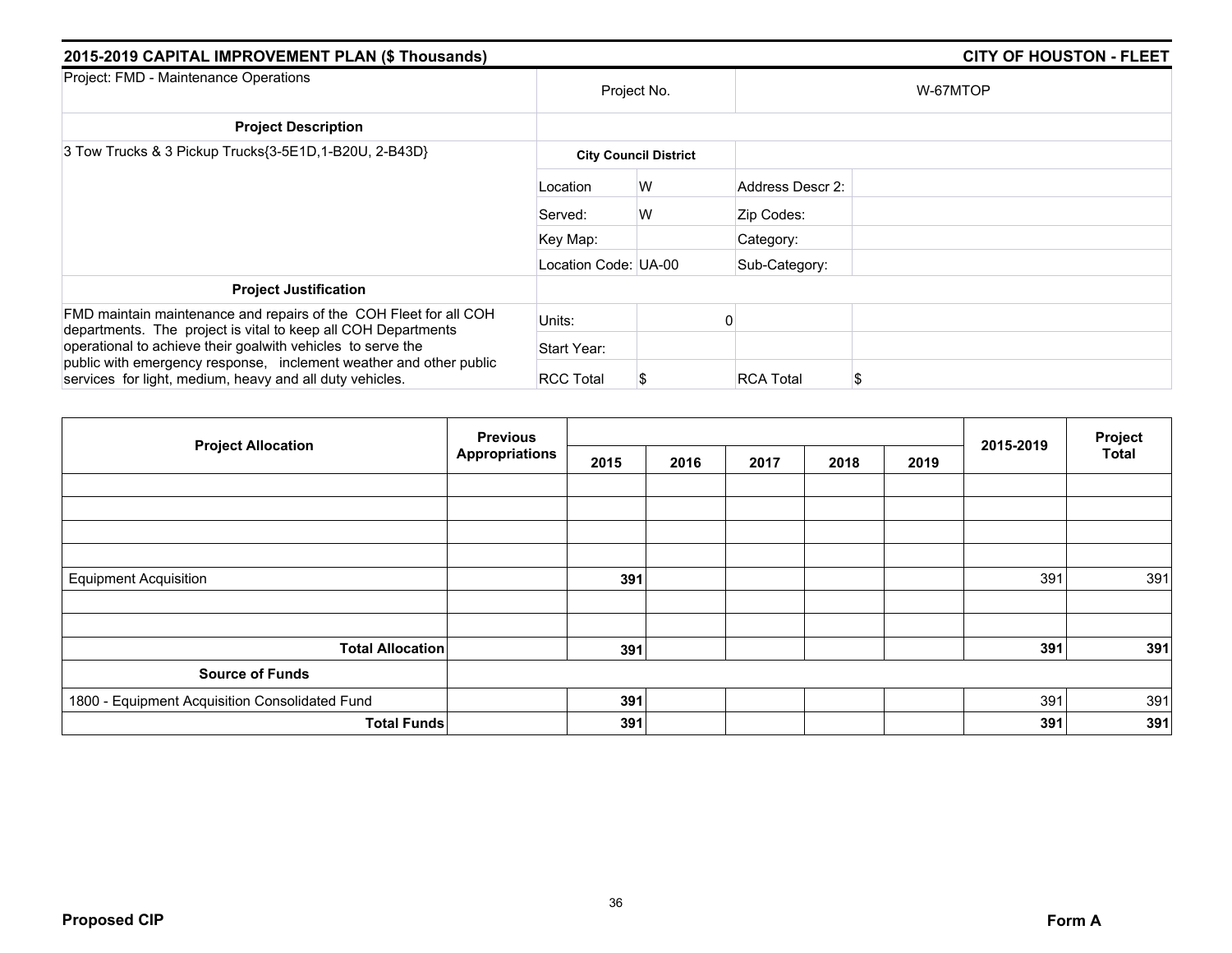## 2015-2019 CAPITAL IMPROVEMENT PLAN ($ Thousands) — CITY OF HOUSTON - FLEET

| Project: FMD - Maintenance Operations | Project No. | | W-67MTOP | |
|---|---|---|---|---|
| **Project Description** | | | | |
| 3 Tow Trucks & 3 Pickup Trucks{3-5E1D,1-B20U, 2-B43D} | **City Council District** | | | |
| | Location | W | Address Descr 2: | |
| | Served: | W | Zip Codes: | |
| | Key Map: | | Category: | |
| | Location Code: UA-00 | | Sub-Category: | |
| **Project Justification** | | | | |
| FMD maintain maintenance and repairs of the COH Fleet for all COH departments. The project is vital to keep all COH Departments operational to achieve their goalwith vehicles to serve the public with emergency response, inclement weather and other public services for light, medium, heavy and all duty vehicles. | Units: | 0 | | |
| | Start Year: | | | |
| | RCC Total | $ | RCA Total | $ |

| Project Allocation | Previous Appropriations | 2015 | 2016 | 2017 | 2018 | 2019 | 2015-2019 | Project Total |
|---|---|---|---|---|---|---|---|---|
| Equipment Acquisition | | **391** | | | | | 391 | 391 |
| **Total Allocation** | | **391** | | | | | **391** | **391** |
| **Source of Funds** | | | | | | | | |
| 1800 - Equipment Acquisition Consolidated Fund | | **391** | | | | | 391 | 391 |
| **Total Funds** | | **391** | | | | | **391** | **391** |

**Proposed CIP** — **Form A**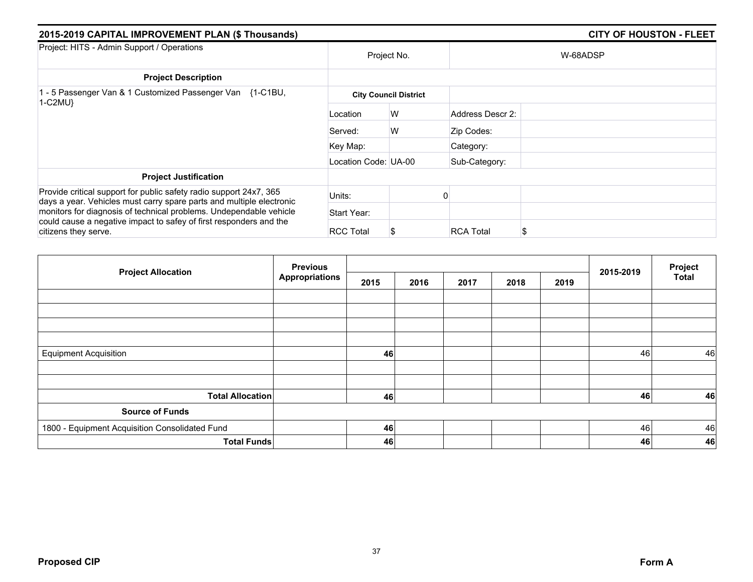## 2015-2019 CAPITAL IMPROVEMENT PLAN ($ Thousands) — CITY OF HOUSTON - FLEET

| Project: HITS - Admin Support / Operations | Project No. | | W-68ADSP | |
|---|---|---|---|---|
| **Project Description** | | | | |
| 1 - 5 Passenger Van & 1 Customized Passenger Van {1-C1BU, 1-C2MU} | **City Council District** | | | |
| | Location | W | Address Descr 2: | |
| | Served: | W | Zip Codes: | |
| | Key Map: | | Category: | |
| | Location Code: | UA-00 | Sub-Category: | |
| **Project Justification** | | | | |
| Provide critical support for public safety radio support 24x7, 365 days a year. Vehicles must carry spare parts and multiple electronic monitors for diagnosis of technical problems. Undependable vehicle could cause a negative impact to safey of first responders and the citizens they serve. | Units: | 0 | | |
| | Start Year: | | | |
| | RCC Total | $ | RCA Total | $ |

| Project Allocation | Previous Appropriations | 2015 | 2016 | 2017 | 2018 | 2019 | 2015-2019 | Project Total |
|---|---|---|---|---|---|---|---|---|
| | | | | | | | | |
| | | | | | | | | |
| | | | | | | | | |
| | | | | | | | | |
| Equipment Acquisition | | **46** | | | | | 46 | 46 |
| | | | | | | | | |
| | | | | | | | | |
| **Total Allocation** | | **46** | | | | | **46** | **46** |
| **Source of Funds** | | | | | | | | |
| 1800 - Equipment Acquisition Consolidated Fund | | **46** | | | | | 46 | 46 |
| **Total Funds** | | **46** | | | | | **46** | **46** |

**Proposed CIP** — **Form A**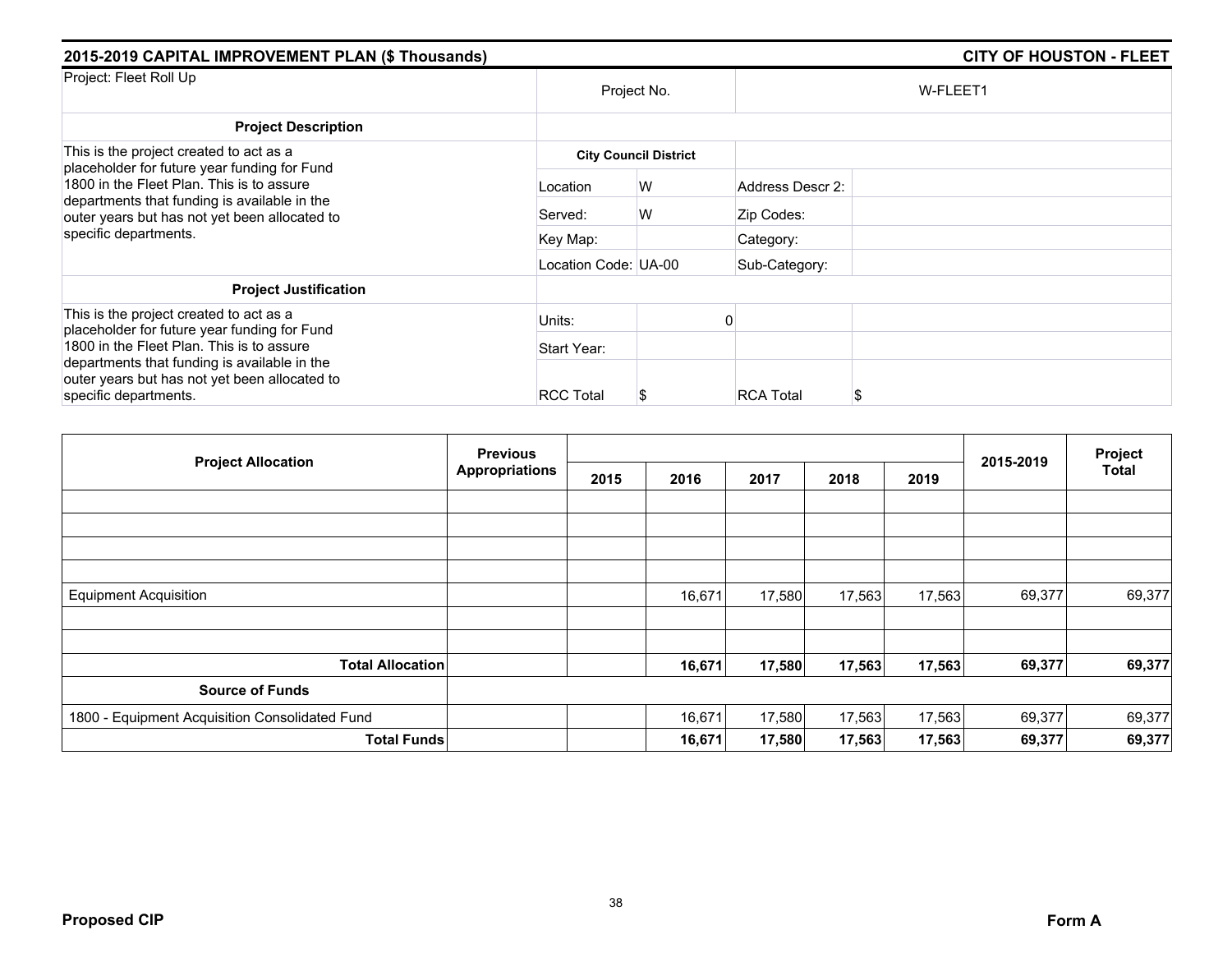## 2015-2019 CAPITAL IMPROVEMENT PLAN ($ Thousands) — CITY OF HOUSTON - FLEET

| Project: Fleet Roll Up | Project No. | | W-FLEET1 | |
|---|---|---|---|---|
| **Project Description** | | | | |
| This is the project created to act as a placeholder for future year funding for Fund 1800 in the Fleet Plan. This is to assure departments that funding is available in the outer years but has not yet been allocated to specific departments. | **City Council District** | | | |
| | Location | W | Address Descr 2: | |
| | Served: | W | Zip Codes: | |
| | Key Map: | | Category: | |
| | Location Code: UA-00 | | Sub-Category: | |
| **Project Justification** | | | | |
| This is the project created to act as a placeholder for future year funding for Fund 1800 in the Fleet Plan. This is to assure departments that funding is available in the outer years but has not yet been allocated to specific departments. | Units: | 0 | | |
| | Start Year: | | | |
| | RCC Total | $ | RCA Total | $ |

| Project Allocation | Previous Appropriations | 2015 | 2016 | 2017 | 2018 | 2019 | 2015-2019 | Project Total |
|---|---|---|---|---|---|---|---|---|
| Equipment Acquisition | | | 16,671 | 17,580 | 17,563 | 17,563 | 69,377 | 69,377 |
| **Total Allocation** | | | **16,671** | **17,580** | **17,563** | **17,563** | **69,377** | **69,377** |
| **Source of Funds** | | | | | | | | |
| 1800 - Equipment Acquisition Consolidated Fund | | | 16,671 | 17,580 | 17,563 | 17,563 | 69,377 | 69,377 |
| **Total Funds** | | | **16,671** | **17,580** | **17,563** | **17,563** | **69,377** | **69,377** |

**Proposed CIP** **Form A**